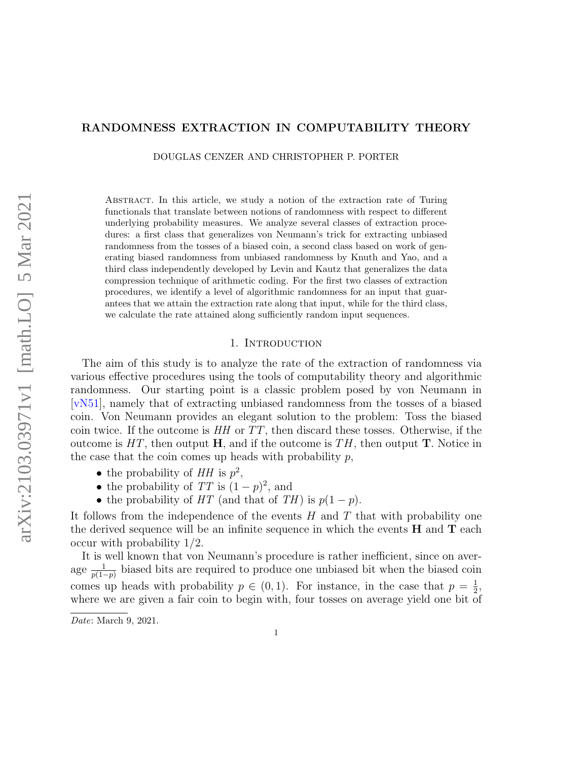# RANDOMNESS EXTRACTION IN COMPUTABILITY THEORY

DOUGLAS CENZER AND CHRISTOPHER P. PORTER

Abstract. In this article, we study a notion of the extraction rate of Turing functionals that translate between notions of randomness with respect to different underlying probability measures. We analyze several classes of extraction procedures: a first class that generalizes von Neumann's trick for extracting unbiased randomness from the tosses of a biased coin, a second class based on work of generating biased randomness from unbiased randomness by Knuth and Yao, and a third class independently developed by Levin and Kautz that generalizes the data compression technique of arithmetic coding. For the first two classes of extraction procedures, we identify a level of algorithmic randomness for an input that guarantees that we attain the extraction rate along that input, while for the third class, we calculate the rate attained along sufficiently random input sequences.

## 1. Introduction

The aim of this study is to analyze the rate of the extraction of randomness via various effective procedures using the tools of computability theory and algorithmic randomness. Our starting point is a classic problem posed by von Neumann in [vN51], namely that of extracting unbiased randomness from the tosses of a biased coin. Von Neumann provides an elegant solution to the problem: Toss the biased coin twice. If the outcome is $HH$ or $TT$, then discard these tosses. Otherwise, if the outcome is $HT$, then output $\mathbf{H}$, and if the outcome is $TH$, then output $\mathbf{T}$. Notice in the case that the coin comes up heads with probability $p$,

- the probability of $HH$ is $p^2$,
- the probability of $TT$ is $(1-p)^2$, and
- the probability of $HT$ (and that of $TH$) is $p(1-p)$.

It follows from the independence of the events $H$ and $T$ that with probability one the derived sequence will be an infinite sequence in which the events $\mathbf{H}$ and $\mathbf{T}$ each occur with probability $1/2$.

It is well known that von Neumann's procedure is rather inefficient, since on average $\frac{1}{p(1-p)}$ biased bits are required to produce one unbiased bit when the biased coin comes up heads with probability $p \in (0,1)$. For instance, in the case that $p = \frac{1}{2}$, where we are given a fair coin to begin with, four tosses on average yield one bit of

Date: March 9, 2021.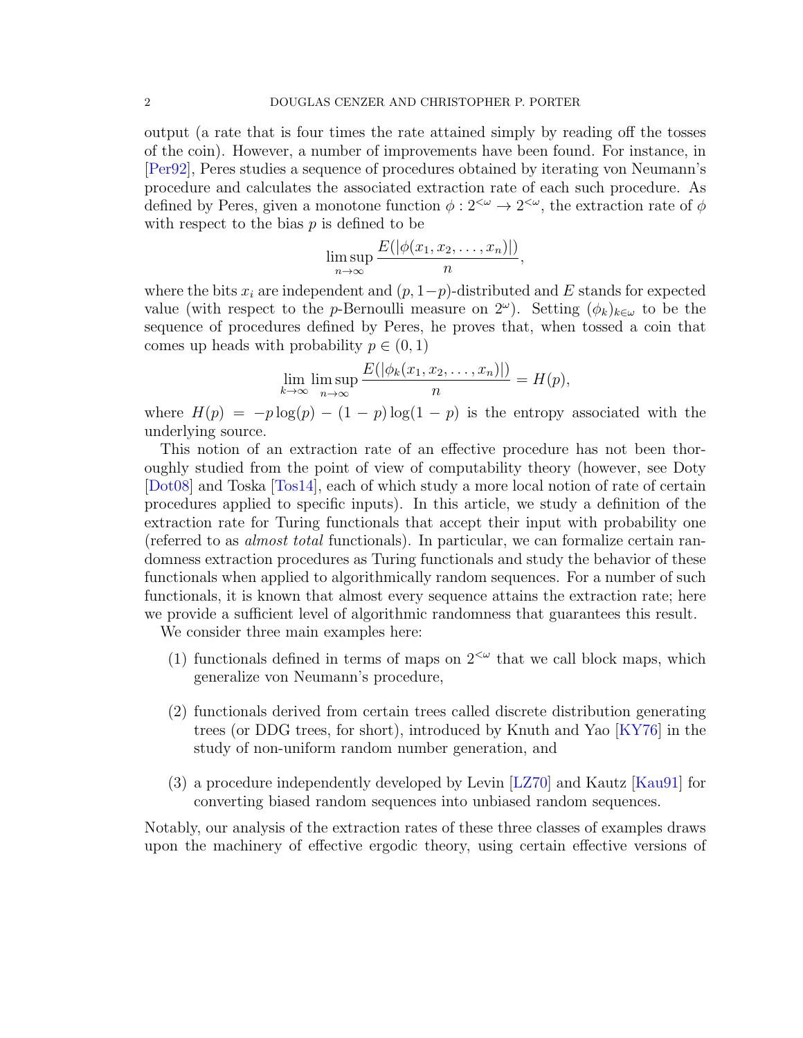output (a rate that is four times the rate attained simply by reading off the tosses of the coin). However, a number of improvements have been found. For instance, in [Per92], Peres studies a sequence of procedures obtained by iterating von Neumann's procedure and calculates the associated extraction rate of each such procedure. As defined by Peres, given a monotone function $\phi : 2^{<\omega} \to 2^{<\omega}$, the extraction rate of $\phi$ with respect to the bias $p$ is defined to be

$$\limsup_{n\to\infty} \frac{E(|\phi(x_1, x_2, \ldots, x_n)|)}{n},$$

where the bits $x_i$ are independent and $(p, 1-p)$-distributed and $E$ stands for expected value (with respect to the $p$-Bernoulli measure on $2^\omega$). Setting $(\phi_k)_{k\in\omega}$ to be the sequence of procedures defined by Peres, he proves that, when tossed a coin that comes up heads with probability $p \in (0,1)$

$$\lim_{k\to\infty} \limsup_{n\to\infty} \frac{E(|\phi_k(x_1, x_2, \ldots, x_n)|)}{n} = H(p),$$

where $H(p) = -p\log(p) - (1-p)\log(1-p)$ is the entropy associated with the underlying source.

This notion of an extraction rate of an effective procedure has not been thoroughly studied from the point of view of computability theory (however, see Doty [Dot08] and Toska [Tos14], each of which study a more local notion of rate of certain procedures applied to specific inputs). In this article, we study a definition of the extraction rate for Turing functionals that accept their input with probability one (referred to as *almost total* functionals). In particular, we can formalize certain randomness extraction procedures as Turing functionals and study the behavior of these functionals when applied to algorithmically random sequences. For a number of such functionals, it is known that almost every sequence attains the extraction rate; here we provide a sufficient level of algorithmic randomness that guarantees this result.

We consider three main examples here:

(1) functionals defined in terms of maps on $2^{<\omega}$ that we call block maps, which generalize von Neumann's procedure,

(2) functionals derived from certain trees called discrete distribution generating trees (or DDG trees, for short), introduced by Knuth and Yao [KY76] in the study of non-uniform random number generation, and

(3) a procedure independently developed by Levin [LZ70] and Kautz [Kau91] for converting biased random sequences into unbiased random sequences.

Notably, our analysis of the extraction rates of these three classes of examples draws upon the machinery of effective ergodic theory, using certain effective versions of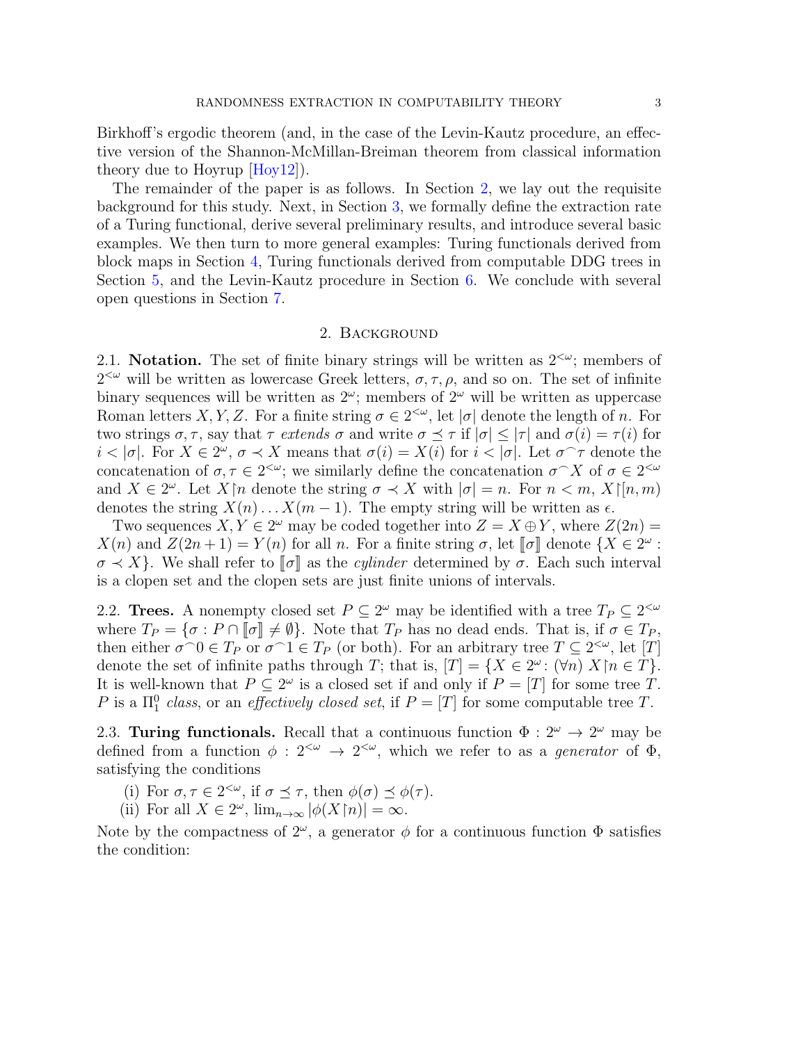Birkhoff's ergodic theorem (and, in the case of the Levin-Kautz procedure, an effective version of the Shannon-McMillan-Breiman theorem from classical information theory due to Hoyrup [Hoy12]).

The remainder of the paper is as follows. In Section 2, we lay out the requisite background for this study. Next, in Section 3, we formally define the extraction rate of a Turing functional, derive several preliminary results, and introduce several basic examples. We then turn to more general examples: Turing functionals derived from block maps in Section 4, Turing functionals derived from computable DDG trees in Section 5, and the Levin-Kautz procedure in Section 6. We conclude with several open questions in Section 7.

## 2. Background

2.1. **Notation.** The set of finite binary strings will be written as $2^{<\omega}$; members of $2^{<\omega}$ will be written as lowercase Greek letters, $\sigma, \tau, \rho$, and so on. The set of infinite binary sequences will be written as $2^\omega$; members of $2^\omega$ will be written as uppercase Roman letters $X, Y, Z$. For a finite string $\sigma \in 2^{<\omega}$, let $|\sigma|$ denote the length of $n$. For two strings $\sigma, \tau$, say that $\tau$ *extends* $\sigma$ and write $\sigma \preceq \tau$ if $|\sigma| \leq |\tau|$ and $\sigma(i) = \tau(i)$ for $i < |\sigma|$. For $X \in 2^\omega$, $\sigma \prec X$ means that $\sigma(i) = X(i)$ for $i < |\sigma|$. Let $\sigma^\frown\tau$ denote the concatenation of $\sigma, \tau \in 2^{<\omega}$; we similarly define the concatenation $\sigma^\frown X$ of $\sigma \in 2^{<\omega}$ and $X \in 2^\omega$. Let $X{\upharpoonright}n$ denote the string $\sigma \prec X$ with $|\sigma| = n$. For $n < m$, $X{\upharpoonright}[n, m)$ denotes the string $X(n) \dots X(m-1)$. The empty string will be written as $\epsilon$.

Two sequences $X, Y \in 2^\omega$ may be coded together into $Z = X \oplus Y$, where $Z(2n) = X(n)$ and $Z(2n+1) = Y(n)$ for all $n$. For a finite string $\sigma$, let $[\![\sigma]\!]$ denote $\{X \in 2^\omega : \sigma \prec X\}$. We shall refer to $[\![\sigma]\!]$ as the *cylinder* determined by $\sigma$. Each such interval is a clopen set and the clopen sets are just finite unions of intervals.

2.2. **Trees.** A nonempty closed set $P \subseteq 2^\omega$ may be identified with a tree $T_P \subseteq 2^{<\omega}$ where $T_P = \{\sigma : P \cap [\![\sigma]\!] \neq \emptyset\}$. Note that $T_P$ has no dead ends. That is, if $\sigma \in T_P$, then either $\sigma^\frown 0 \in T_P$ or $\sigma^\frown 1 \in T_P$ (or both). For an arbitrary tree $T \subseteq 2^{<\omega}$, let $[T]$ denote the set of infinite paths through $T$; that is, $[T] = \{X \in 2^\omega : (\forall n)\ X{\upharpoonright}n \in T\}$. It is well-known that $P \subseteq 2^\omega$ is a closed set if and only if $P = [T]$ for some tree $T$. $P$ is a $\Pi^0_1$ *class*, or an *effectively closed set*, if $P = [T]$ for some computable tree $T$.

2.3. **Turing functionals.** Recall that a continuous function $\Phi : 2^\omega \to 2^\omega$ may be defined from a function $\phi : 2^{<\omega} \to 2^{<\omega}$, which we refer to as a *generator* of $\Phi$, satisfying the conditions

(i) For $\sigma, \tau \in 2^{<\omega}$, if $\sigma \preceq \tau$, then $\phi(\sigma) \preceq \phi(\tau)$.
(ii) For all $X \in 2^\omega$, $\lim_{n\to\infty} |\phi(X{\upharpoonright}n)| = \infty$.

Note by the compactness of $2^\omega$, a generator $\phi$ for a continuous function $\Phi$ satisfies the condition: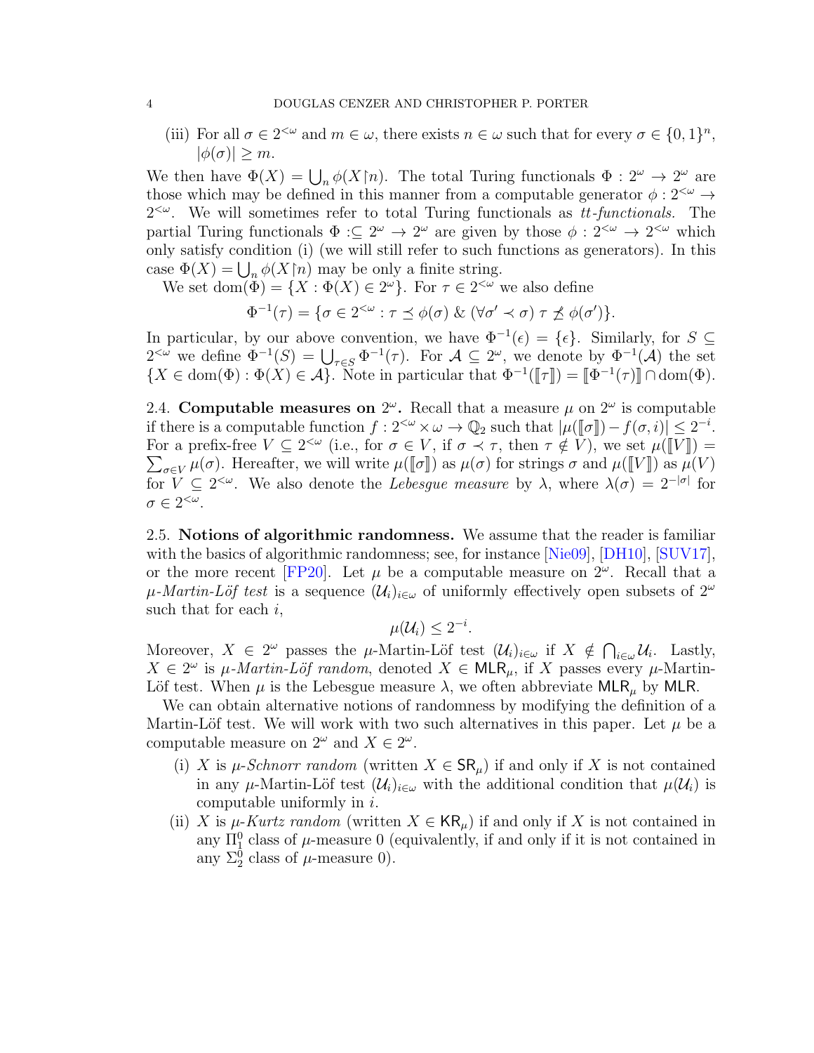(iii) For all $\sigma \in 2^{<\omega}$ and $m \in \omega$, there exists $n \in \omega$ such that for every $\sigma \in \{0,1\}^n$, $|\phi(\sigma)| \geq m$.

We then have $\Phi(X) = \bigcup_n \phi(X{\upharpoonright}n)$. The total Turing functionals $\Phi : 2^\omega \to 2^\omega$ are those which may be defined in this manner from a computable generator $\phi : 2^{<\omega} \to 2^{<\omega}$. We will sometimes refer to total Turing functionals as *tt-functionals.* The partial Turing functionals $\Phi :\subseteq 2^\omega \to 2^\omega$ are given by those $\phi : 2^{<\omega} \to 2^{<\omega}$ which only satisfy condition (i) (we will still refer to such functions as generators). In this case $\Phi(X) = \bigcup_n \phi(X{\upharpoonright}n)$ may be only a finite string.

We set $\mathrm{dom}(\Phi) = \{X : \Phi(X) \in 2^\omega\}$. For $\tau \in 2^{<\omega}$ we also define

$$\Phi^{-1}(\tau) = \{\sigma \in 2^{<\omega} : \tau \preceq \phi(\sigma) \ \&\ (\forall \sigma' \prec \sigma)\ \tau \not\preceq \phi(\sigma')\}.$$

In particular, by our above convention, we have $\Phi^{-1}(\epsilon) = \{\epsilon\}$. Similarly, for $S \subseteq 2^{<\omega}$ we define $\Phi^{-1}(S) = \bigcup_{\tau \in S} \Phi^{-1}(\tau)$. For $\mathcal{A} \subseteq 2^\omega$, we denote by $\Phi^{-1}(\mathcal{A})$ the set $\{X \in \mathrm{dom}(\Phi) : \Phi(X) \in \mathcal{A}\}$. Note in particular that $\Phi^{-1}([\![\tau]\!]) = [\![\Phi^{-1}(\tau)]\!] \cap \mathrm{dom}(\Phi)$.

2.4. **Computable measures on $2^\omega$.** Recall that a measure $\mu$ on $2^\omega$ is computable if there is a computable function $f : 2^{<\omega} \times \omega \to \mathbb{Q}_2$ such that $|\mu([\![\sigma]\!]) - f(\sigma, i)| \leq 2^{-i}$. For a prefix-free $V \subseteq 2^{<\omega}$ (i.e., for $\sigma \in V$, if $\sigma \prec \tau$, then $\tau \notin V$), we set $\mu([\![V]\!]) = \sum_{\sigma \in V} \mu(\sigma)$. Hereafter, we will write $\mu([\![\sigma]\!])$ as $\mu(\sigma)$ for strings $\sigma$ and $\mu([\![V]\!])$ as $\mu(V)$ for $V \subseteq 2^{<\omega}$. We also denote the *Lebesgue measure* by $\lambda$, where $\lambda(\sigma) = 2^{-|\sigma|}$ for $\sigma \in 2^{<\omega}$.

2.5. **Notions of algorithmic randomness.** We assume that the reader is familiar with the basics of algorithmic randomness; see, for instance [Nie09], [DH10], [SUV17], or the more recent [FP20]. Let $\mu$ be a computable measure on $2^\omega$. Recall that a *$\mu$-Martin-Löf test* is a sequence $(\mathcal{U}_i)_{i\in\omega}$ of uniformly effectively open subsets of $2^\omega$ such that for each $i$,

$$\mu(\mathcal{U}_i) \leq 2^{-i}.$$

Moreover, $X \in 2^\omega$ passes the $\mu$-Martin-Löf test $(\mathcal{U}_i)_{i\in\omega}$ if $X \notin \bigcap_{i\in\omega} \mathcal{U}_i$. Lastly, $X \in 2^\omega$ is *$\mu$-Martin-Löf random*, denoted $X \in \mathsf{MLR}_\mu$, if $X$ passes every $\mu$-Martin-Löf test. When $\mu$ is the Lebesgue measure $\lambda$, we often abbreviate $\mathsf{MLR}_\mu$ by $\mathsf{MLR}$.

We can obtain alternative notions of randomness by modifying the definition of a Martin-Löf test. We will work with two such alternatives in this paper. Let $\mu$ be a computable measure on $2^\omega$ and $X \in 2^\omega$.

(i) $X$ is *$\mu$-Schnorr random* (written $X \in \mathsf{SR}_\mu$) if and only if $X$ is not contained in any $\mu$-Martin-Löf test $(\mathcal{U}_i)_{i\in\omega}$ with the additional condition that $\mu(\mathcal{U}_i)$ is computable uniformly in $i$.

(ii) $X$ is *$\mu$-Kurtz random* (written $X \in \mathsf{KR}_\mu$) if and only if $X$ is not contained in any $\Pi^0_1$ class of $\mu$-measure 0 (equivalently, if and only if it is not contained in any $\Sigma^0_2$ class of $\mu$-measure 0).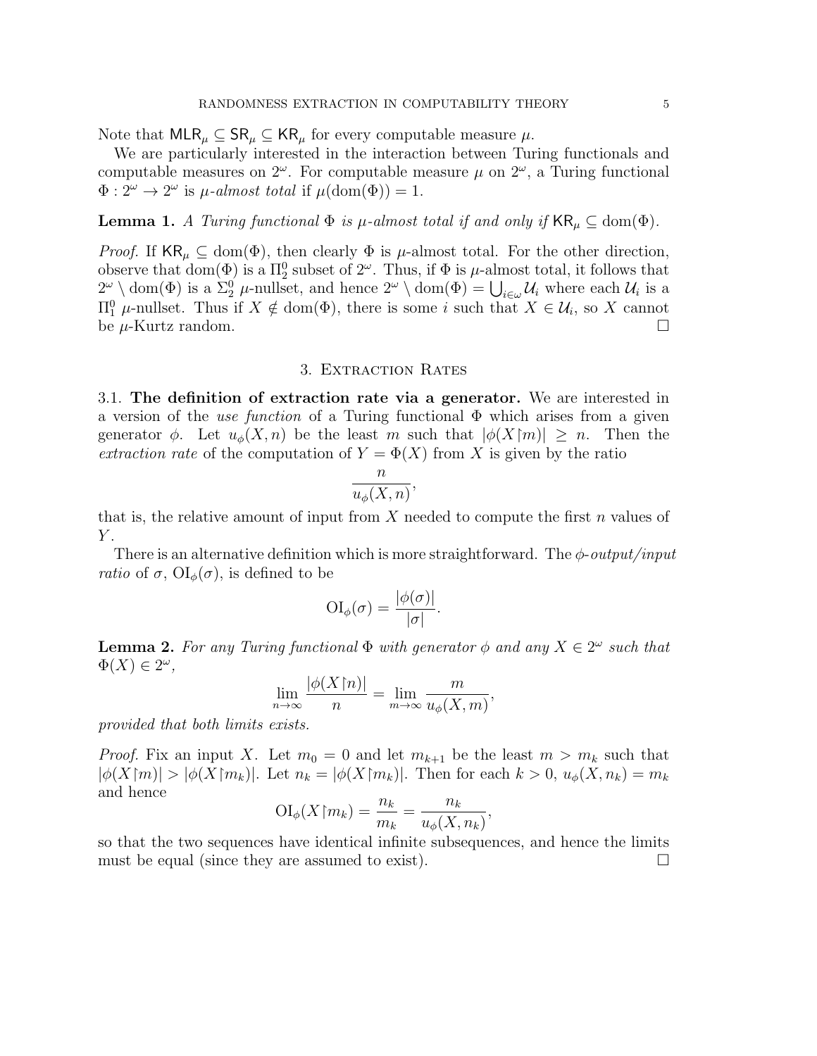Note that $\mathsf{MLR}_\mu \subseteq \mathsf{SR}_\mu \subseteq \mathsf{KR}_\mu$ for every computable measure $\mu$.

We are particularly interested in the interaction between Turing functionals and computable measures on $2^\omega$. For computable measure $\mu$ on $2^\omega$, a Turing functional $\Phi : 2^\omega \to 2^\omega$ is *$\mu$-almost total* if $\mu(\mathrm{dom}(\Phi)) = 1$.

**Lemma 1.** *A Turing functional $\Phi$ is $\mu$-almost total if and only if $\mathsf{KR}_\mu \subseteq \mathrm{dom}(\Phi)$.*

*Proof.* If $\mathsf{KR}_\mu \subseteq \mathrm{dom}(\Phi)$, then clearly $\Phi$ is $\mu$-almost total. For the other direction, observe that $\mathrm{dom}(\Phi)$ is a $\Pi^0_2$ subset of $2^\omega$. Thus, if $\Phi$ is $\mu$-almost total, it follows that $2^\omega \setminus \mathrm{dom}(\Phi)$ is a $\Sigma^0_2$ $\mu$-nullset, and hence $2^\omega \setminus \mathrm{dom}(\Phi) = \bigcup_{i\in\omega} \mathcal{U}_i$ where each $\mathcal{U}_i$ is a $\Pi^0_1$ $\mu$-nullset. Thus if $X \notin \mathrm{dom}(\Phi)$, there is some $i$ such that $X \in \mathcal{U}_i$, so $X$ cannot be $\mu$-Kurtz random. □

## 3. Extraction Rates

3.1. **The definition of extraction rate via a generator.** We are interested in a version of the *use function* of a Turing functional $\Phi$ which arises from a given generator $\phi$. Let $u_\phi(X, n)$ be the least $m$ such that $|\phi(X{\upharpoonright}m)| \geq n$. Then the *extraction rate* of the computation of $Y = \Phi(X)$ from $X$ is given by the ratio

$$\frac{n}{u_\phi(X, n)},$$

that is, the relative amount of input from $X$ needed to compute the first $n$ values of $Y$.

There is an alternative definition which is more straightforward. The *$\phi$-output/input ratio* of $\sigma$, $\mathrm{OI}_\phi(\sigma)$, is defined to be

$$\mathrm{OI}_\phi(\sigma) = \frac{|\phi(\sigma)|}{|\sigma|}.$$

**Lemma 2.** *For any Turing functional $\Phi$ with generator $\phi$ and any $X \in 2^\omega$ such that $\Phi(X) \in 2^\omega$,*

$$\lim_{n\to\infty} \frac{|\phi(X{\upharpoonright}n)|}{n} = \lim_{m\to\infty} \frac{m}{u_\phi(X, m)},$$

*provided that both limits exists.*

*Proof.* Fix an input $X$. Let $m_0 = 0$ and let $m_{k+1}$ be the least $m > m_k$ such that $|\phi(X{\upharpoonright}m)| > |\phi(X{\upharpoonright}m_k)|$. Let $n_k = |\phi(X{\upharpoonright}m_k)|$. Then for each $k > 0$, $u_\phi(X, n_k) = m_k$ and hence

$$\mathrm{OI}_\phi(X{\upharpoonright}m_k) = \frac{n_k}{m_k} = \frac{n_k}{u_\phi(X, n_k)},$$

so that the two sequences have identical infinite subsequences, and hence the limits must be equal (since they are assumed to exist). □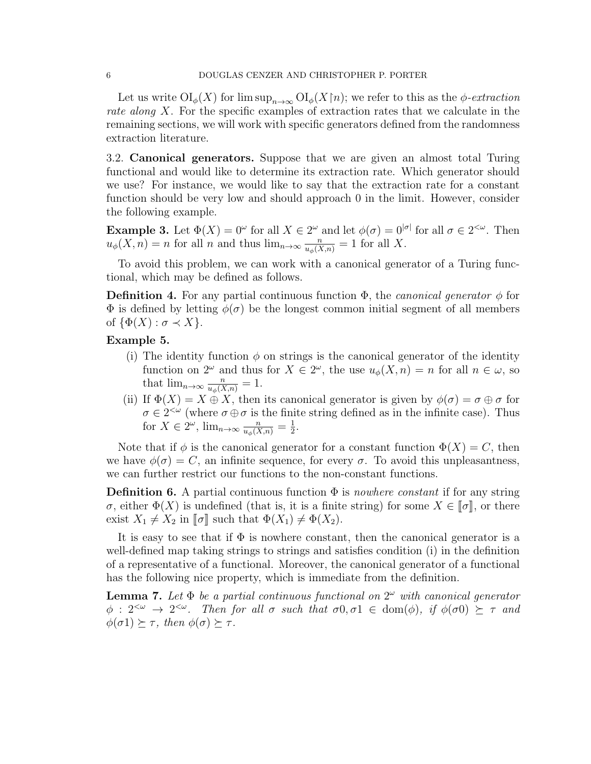Let us write $\mathrm{OI}_\phi(X)$ for $\limsup_{n\to\infty} \mathrm{OI}_\phi(X{\upharpoonright}n)$; we refer to this as the *$\phi$-extraction rate along $X$*. For the specific examples of extraction rates that we calculate in the remaining sections, we will work with specific generators defined from the randomness extraction literature.

### 3.2. Canonical generators.

Suppose that we are given an almost total Turing functional and would like to determine its extraction rate. Which generator should we use? For instance, we would like to say that the extraction rate for a constant function should be very low and should approach 0 in the limit. However, consider the following example.

**Example 3.** Let $\Phi(X) = 0^\omega$ for all $X \in 2^\omega$ and let $\phi(\sigma) = 0^{|\sigma|}$ for all $\sigma \in 2^{<\omega}$. Then $u_\phi(X, n) = n$ for all $n$ and thus $\lim_{n\to\infty} \frac{n}{u_\phi(X,n)} = 1$ for all $X$.

To avoid this problem, we can work with a canonical generator of a Turing functional, which may be defined as follows.

**Definition 4.** For any partial continuous function $\Phi$, the *canonical generator* $\phi$ for $\Phi$ is defined by letting $\phi(\sigma)$ be the longest common initial segment of all members of $\{\Phi(X) : \sigma \prec X\}$.

**Example 5.**

(i) The identity function $\phi$ on strings is the canonical generator of the identity function on $2^\omega$ and thus for $X \in 2^\omega$, the use $u_\phi(X, n) = n$ for all $n \in \omega$, so that $\lim_{n\to\infty} \frac{n}{u_\phi(X,n)} = 1$.

(ii) If $\Phi(X) = X \oplus X$, then its canonical generator is given by $\phi(\sigma) = \sigma \oplus \sigma$ for $\sigma \in 2^{<\omega}$ (where $\sigma \oplus \sigma$ is the finite string defined as in the infinite case). Thus for $X \in 2^\omega$, $\lim_{n\to\infty} \frac{n}{u_\phi(X,n)} = \frac{1}{2}$.

Note that if $\phi$ is the canonical generator for a constant function $\Phi(X) = C$, then we have $\phi(\sigma) = C$, an infinite sequence, for every $\sigma$. To avoid this unpleasantness, we can further restrict our functions to the non-constant functions.

**Definition 6.** A partial continuous function $\Phi$ is *nowhere constant* if for any string $\sigma$, either $\Phi(X)$ is undefined (that is, it is a finite string) for some $X \in [\![\sigma]\!]$, or there exist $X_1 \neq X_2$ in $[\![\sigma]\!]$ such that $\Phi(X_1) \neq \Phi(X_2)$.

It is easy to see that if $\Phi$ is nowhere constant, then the canonical generator is a well-defined map taking strings to strings and satisfies condition (i) in the definition of a representative of a functional. Moreover, the canonical generator of a functional has the following nice property, which is immediate from the definition.

**Lemma 7.** *Let $\Phi$ be a partial continuous functional on $2^\omega$ with canonical generator $\phi : 2^{<\omega} \to 2^{<\omega}$. Then for all $\sigma$ such that $\sigma 0, \sigma 1 \in \mathrm{dom}(\phi)$, if $\phi(\sigma 0) \succeq \tau$ and $\phi(\sigma 1) \succeq \tau$, then $\phi(\sigma) \succeq \tau$.*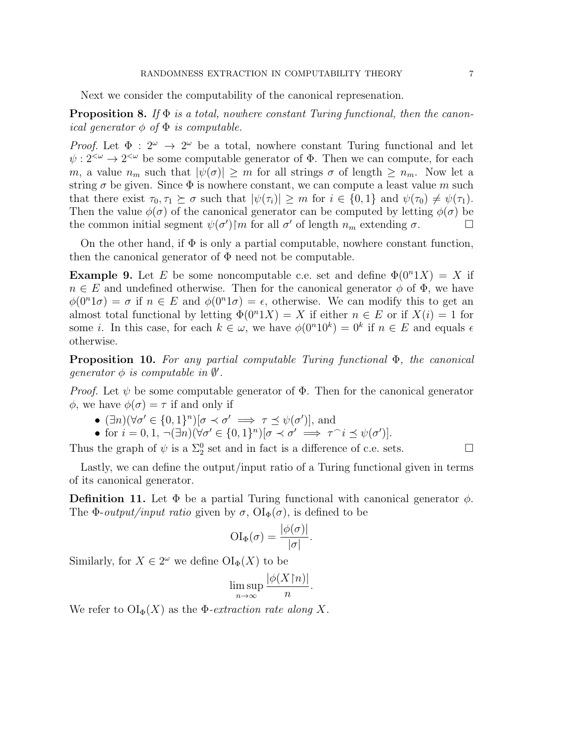Next we consider the computability of the canonical represenation.

**Proposition 8.** *If $\Phi$ is a total, nowhere constant Turing functional, then the canonical generator $\phi$ of $\Phi$ is computable.*

*Proof.* Let $\Phi : 2^\omega \to 2^\omega$ be a total, nowhere constant Turing functional and let $\psi : 2^{<\omega} \to 2^{<\omega}$ be some computable generator of $\Phi$. Then we can compute, for each $m$, a value $n_m$ such that $|\psi(\sigma)| \geq m$ for all strings $\sigma$ of length $\geq n_m$. Now let a string $\sigma$ be given. Since $\Phi$ is nowhere constant, we can compute a least value $m$ such that there exist $\tau_0, \tau_1 \succeq \sigma$ such that $|\psi(\tau_i)| \geq m$ for $i \in \{0,1\}$ and $\psi(\tau_0) \neq \psi(\tau_1)$. Then the value $\phi(\sigma)$ of the canonical generator can be computed by letting $\phi(\sigma)$ be the common initial segment $\psi(\sigma')\restriction m$ for all $\sigma'$ of length $n_m$ extending $\sigma$. $\square$

On the other hand, if $\Phi$ is only a partial computable, nowhere constant function, then the canonical generator of $\Phi$ need not be computable.

**Example 9.** Let $E$ be some noncomputable c.e. set and define $\Phi(0^n1X) = X$ if $n \in E$ and undefined otherwise. Then for the canonical generator $\phi$ of $\Phi$, we have $\phi(0^n1\sigma) = \sigma$ if $n \in E$ and $\phi(0^n1\sigma) = \epsilon$, otherwise. We can modify this to get an almost total functional by letting $\Phi(0^n1X) = X$ if either $n \in E$ or if $X(i) = 1$ for some $i$. In this case, for each $k \in \omega$, we have $\phi(0^n10^k) = 0^k$ if $n \in E$ and equals $\epsilon$ otherwise.

**Proposition 10.** *For any partial computable Turing functional $\Phi$, the canonical generator $\phi$ is computable in $\emptyset'$.*

*Proof.* Let $\psi$ be some computable generator of $\Phi$. Then for the canonical generator $\phi$, we have $\phi(\sigma) = \tau$ if and only if

- $(\exists n)(\forall \sigma' \in \{0,1\}^n)[\sigma \prec \sigma' \implies \tau \preceq \psi(\sigma')]$, and
- for $i = 0, 1$, $\neg(\exists n)(\forall \sigma' \in \{0,1\}^n)[\sigma \prec \sigma' \implies \tau^\frown i \preceq \psi(\sigma')]$.

Thus the graph of $\psi$ is a $\Sigma^0_2$ set and in fact is a difference of c.e. sets. $\square$

Lastly, we can define the output/input ratio of a Turing functional given in terms of its canonical generator.

**Definition 11.** Let $\Phi$ be a partial Turing functional with canonical generator $\phi$. The $\Phi$-*output/input ratio* given by $\sigma$, $\mathrm{OI}_\Phi(\sigma)$, is defined to be

$$\mathrm{OI}_\Phi(\sigma) = \frac{|\phi(\sigma)|}{|\sigma|}.$$

Similarly, for $X \in 2^\omega$ we define $\mathrm{OI}_\Phi(X)$ to be

$$\limsup_{n\to\infty} \frac{|\phi(X\restriction n)|}{n}.$$

We refer to $\mathrm{OI}_\Phi(X)$ as the $\Phi$-*extraction rate along $X$*.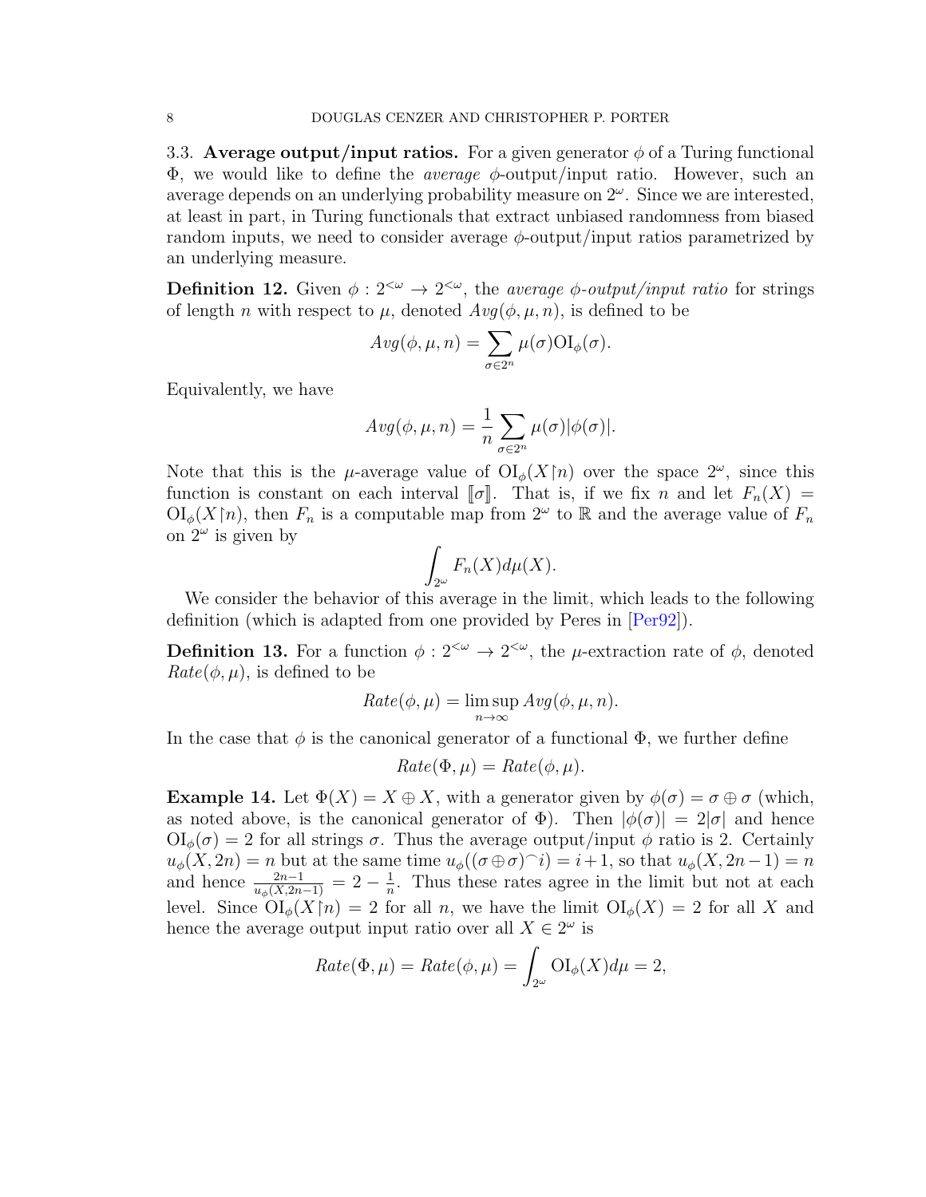### 3.3. Average output/input ratios.

For a given generator $\phi$ of a Turing functional $\Phi$, we would like to define the *average* $\phi$-output/input ratio. However, such an average depends on an underlying probability measure on $2^\omega$. Since we are interested, at least in part, in Turing functionals that extract unbiased randomness from biased random inputs, we need to consider average $\phi$-output/input ratios parametrized by an underlying measure.

**Definition 12.** Given $\phi : 2^{<\omega} \to 2^{<\omega}$, the *average $\phi$-output/input ratio* for strings of length $n$ with respect to $\mu$, denoted $Avg(\phi, \mu, n)$, is defined to be

$$Avg(\phi, \mu, n) = \sum_{\sigma \in 2^n} \mu(\sigma) \mathrm{OI}_\phi(\sigma).$$

Equivalently, we have

$$Avg(\phi, \mu, n) = \frac{1}{n} \sum_{\sigma \in 2^n} \mu(\sigma) |\phi(\sigma)|.$$

Note that this is the $\mu$-average value of $\mathrm{OI}_\phi(X{\upharpoonright}n)$ over the space $2^\omega$, since this function is constant on each interval $[\![\sigma]\!]$. That is, if we fix $n$ and let $F_n(X) = \mathrm{OI}_\phi(X{\upharpoonright}n)$, then $F_n$ is a computable map from $2^\omega$ to $\mathbb{R}$ and the average value of $F_n$ on $2^\omega$ is given by

$$\int_{2^\omega} F_n(X) d\mu(X).$$

We consider the behavior of this average in the limit, which leads to the following definition (which is adapted from one provided by Peres in [Per92]).

**Definition 13.** For a function $\phi : 2^{<\omega} \to 2^{<\omega}$, the $\mu$-extraction rate of $\phi$, denoted $Rate(\phi, \mu)$, is defined to be

$$Rate(\phi, \mu) = \limsup_{n \to \infty} Avg(\phi, \mu, n).$$

In the case that $\phi$ is the canonical generator of a functional $\Phi$, we further define

$$Rate(\Phi, \mu) = Rate(\phi, \mu).$$

**Example 14.** Let $\Phi(X) = X \oplus X$, with a generator given by $\phi(\sigma) = \sigma \oplus \sigma$ (which, as noted above, is the canonical generator of $\Phi$). Then $|\phi(\sigma)| = 2|\sigma|$ and hence $\mathrm{OI}_\phi(\sigma) = 2$ for all strings $\sigma$. Thus the average output/input $\phi$ ratio is 2. Certainly $u_\phi(X, 2n) = n$ but at the same time $u_\phi((\sigma \oplus \sigma)^\frown i) = i + 1$, so that $u_\phi(X, 2n-1) = n$ and hence $\frac{2n-1}{u_\phi(X,2n-1)} = 2 - \frac{1}{n}$. Thus these rates agree in the limit but not at each level. Since $\mathrm{OI}_\phi(X{\upharpoonright}n) = 2$ for all $n$, we have the limit $\mathrm{OI}_\phi(X) = 2$ for all $X$ and hence the average output input ratio over all $X \in 2^\omega$ is

$$Rate(\Phi, \mu) = Rate(\phi, \mu) = \int_{2^\omega} \mathrm{OI}_\phi(X) d\mu = 2,$$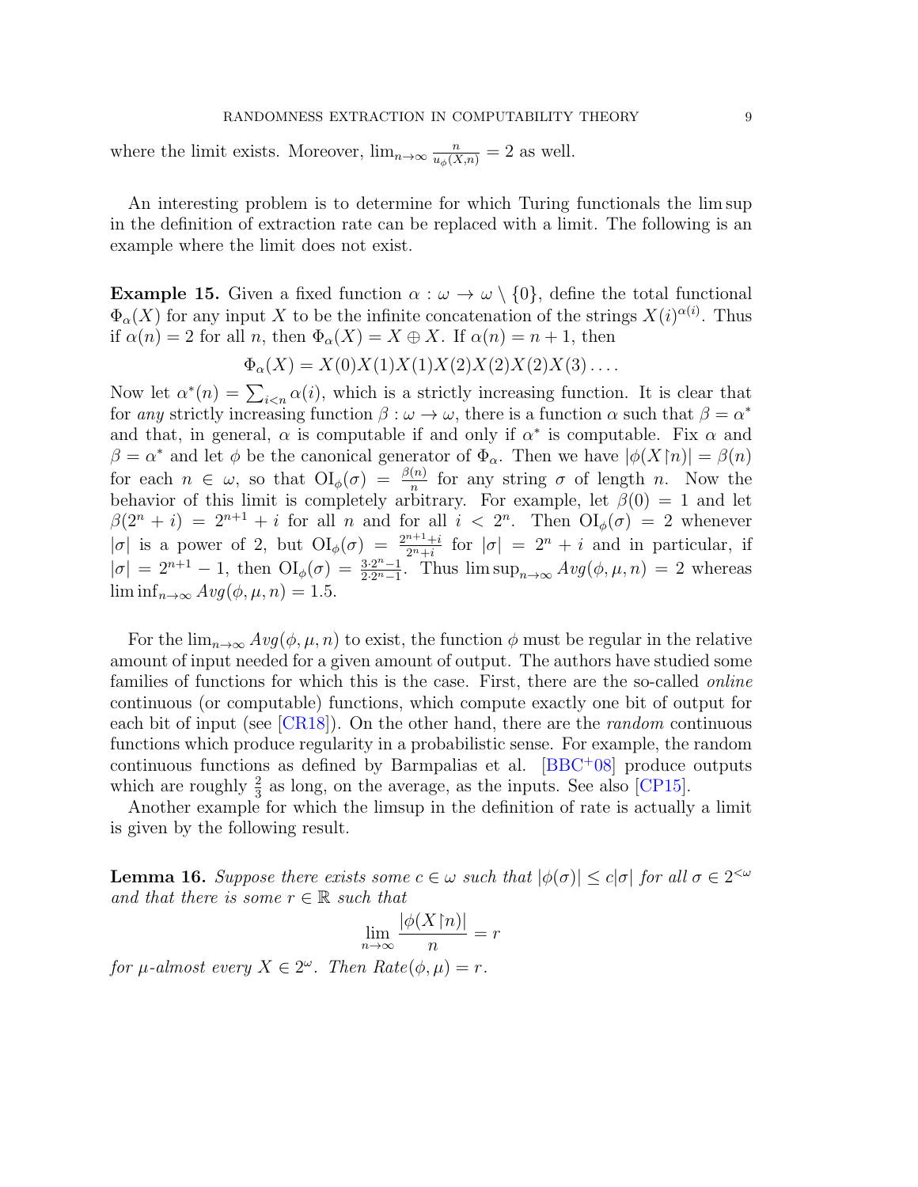where the limit exists. Moreover, $\lim_{n\to\infty} \frac{n}{u_\phi(X,n)} = 2$ as well.

An interesting problem is to determine for which Turing functionals the lim sup in the definition of extraction rate can be replaced with a limit. The following is an example where the limit does not exist.

**Example 15.** Given a fixed function $\alpha : \omega \to \omega \setminus \{0\}$, define the total functional $\Phi_\alpha(X)$ for any input $X$ to be the infinite concatenation of the strings $X(i)^{\alpha(i)}$. Thus if $\alpha(n) = 2$ for all $n$, then $\Phi_\alpha(X) = X \oplus X$. If $\alpha(n) = n + 1$, then

$$\Phi_\alpha(X) = X(0)X(1)X(1)X(2)X(2)X(2)X(3)\ldots.$$

Now let $\alpha^*(n) = \sum_{i<n} \alpha(i)$, which is a strictly increasing function. It is clear that for *any* strictly increasing function $\beta : \omega \to \omega$, there is a function $\alpha$ such that $\beta = \alpha^*$ and that, in general, $\alpha$ is computable if and only if $\alpha^*$ is computable. Fix $\alpha$ and $\beta = \alpha^*$ and let $\phi$ be the canonical generator of $\Phi_\alpha$. Then we have $|\phi(X{\upharpoonright}n)| = \beta(n)$ for each $n \in \omega$, so that $\mathrm{OI}_\phi(\sigma) = \frac{\beta(n)}{n}$ for any string $\sigma$ of length $n$. Now the behavior of this limit is completely arbitrary. For example, let $\beta(0) = 1$ and let $\beta(2^n + i) = 2^{n+1} + i$ for all $n$ and for all $i < 2^n$. Then $\mathrm{OI}_\phi(\sigma) = 2$ whenever $|\sigma|$ is a power of 2, but $\mathrm{OI}_\phi(\sigma) = \frac{2^{n+1}+i}{2^n+i}$ for $|\sigma| = 2^n + i$ and in particular, if $|\sigma| = 2^{n+1} - 1$, then $\mathrm{OI}_\phi(\sigma) = \frac{3\cdot 2^n - 1}{2\cdot 2^n - 1}$. Thus $\limsup_{n\to\infty} Avg(\phi, \mu, n) = 2$ whereas $\liminf_{n\to\infty} Avg(\phi, \mu, n) = 1.5$.

For the $\lim_{n\to\infty} Avg(\phi, \mu, n)$ to exist, the function $\phi$ must be regular in the relative amount of input needed for a given amount of output. The authors have studied some families of functions for which this is the case. First, there are the so-called *online* continuous (or computable) functions, which compute exactly one bit of output for each bit of input (see [CR18]). On the other hand, there are the *random* continuous functions which produce regularity in a probabilistic sense. For example, the random continuous functions as defined by Barmpalias et al. [BBC+08] produce outputs which are roughly $\frac{2}{3}$ as long, on the average, as the inputs. See also [CP15].

Another example for which the limsup in the definition of rate is actually a limit is given by the following result.

**Lemma 16.** *Suppose there exists some $c \in \omega$ such that $|\phi(\sigma)| \le c|\sigma|$ for all $\sigma \in 2^{<\omega}$ and that there is some $r \in \mathbb{R}$ such that*

$$\lim_{n\to\infty} \frac{|\phi(X{\upharpoonright}n)|}{n} = r$$

*for $\mu$-almost every $X \in 2^\omega$. Then $Rate(\phi, \mu) = r$.*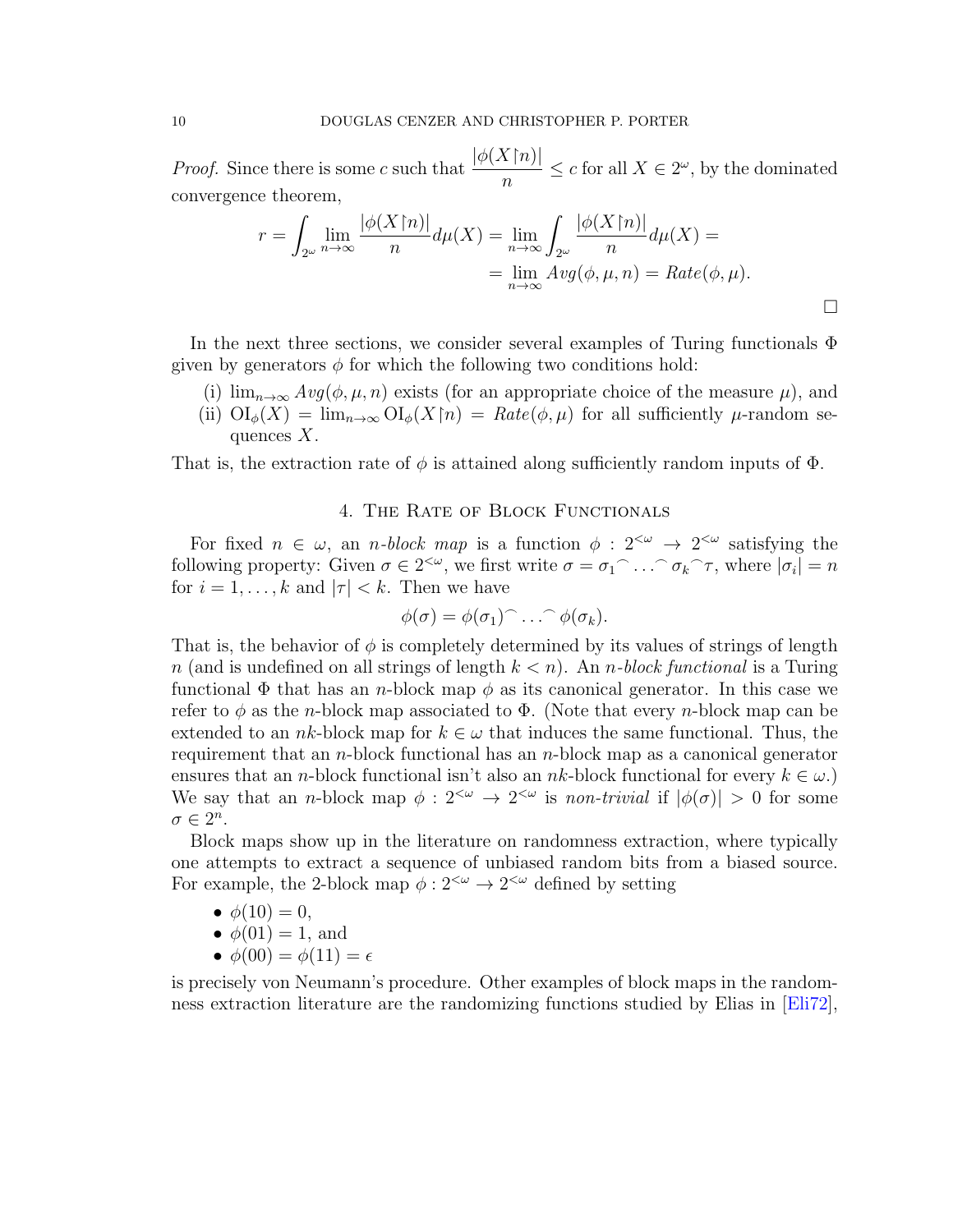*Proof.* Since there is some $c$ such that $\dfrac{|\phi(X{\upharpoonright}n)|}{n} \leq c$ for all $X \in 2^\omega$, by the dominated convergence theorem,

$$r = \int_{2^\omega} \lim_{n\to\infty} \frac{|\phi(X{\upharpoonright}n)|}{n} d\mu(X) = \lim_{n\to\infty} \int_{2^\omega} \frac{|\phi(X{\upharpoonright}n)|}{n} d\mu(X) =$$
$$= \lim_{n\to\infty} Avg(\phi, \mu, n) = Rate(\phi, \mu).$$

□

In the next three sections, we consider several examples of Turing functionals $\Phi$ given by generators $\phi$ for which the following two conditions hold:

(i) $\lim_{n\to\infty} Avg(\phi, \mu, n)$ exists (for an appropriate choice of the measure $\mu$), and
(ii) $\mathrm{OI}_\phi(X) = \lim_{n\to\infty} \mathrm{OI}_\phi(X{\upharpoonright}n) = Rate(\phi, \mu)$ for all sufficiently $\mu$-random sequences $X$.

That is, the extraction rate of $\phi$ is attained along sufficiently random inputs of $\Phi$.

## 4. The Rate of Block Functionals

For fixed $n \in \omega$, an *n-block map* is a function $\phi : 2^{<\omega} \to 2^{<\omega}$ satisfying the following property: Given $\sigma \in 2^{<\omega}$, we first write $\sigma = \sigma_1{}^\frown \ldots {}^\frown \sigma_k{}^\frown \tau$, where $|\sigma_i| = n$ for $i = 1, \ldots, k$ and $|\tau| < k$. Then we have

$$\phi(\sigma) = \phi(\sigma_1)^\frown \ldots {}^\frown \phi(\sigma_k).$$

That is, the behavior of $\phi$ is completely determined by its values of strings of length $n$ (and is undefined on all strings of length $k < n$). An *n-block functional* is a Turing functional $\Phi$ that has an $n$-block map $\phi$ as its canonical generator. In this case we refer to $\phi$ as the $n$-block map associated to $\Phi$. (Note that every $n$-block map can be extended to an $nk$-block map for $k \in \omega$ that induces the same functional. Thus, the requirement that an $n$-block functional has an $n$-block map as a canonical generator ensures that an $n$-block functional isn't also an $nk$-block functional for every $k \in \omega$.) We say that an $n$-block map $\phi : 2^{<\omega} \to 2^{<\omega}$ is *non-trivial* if $|\phi(\sigma)| > 0$ for some $\sigma \in 2^n$.

Block maps show up in the literature on randomness extraction, where typically one attempts to extract a sequence of unbiased random bits from a biased source. For example, the 2-block map $\phi : 2^{<\omega} \to 2^{<\omega}$ defined by setting

- $\phi(10) = 0$,
- $\phi(01) = 1$, and
- $\phi(00) = \phi(11) = \epsilon$

is precisely von Neumann's procedure. Other examples of block maps in the randomness extraction literature are the randomizing functions studied by Elias in [Eli72],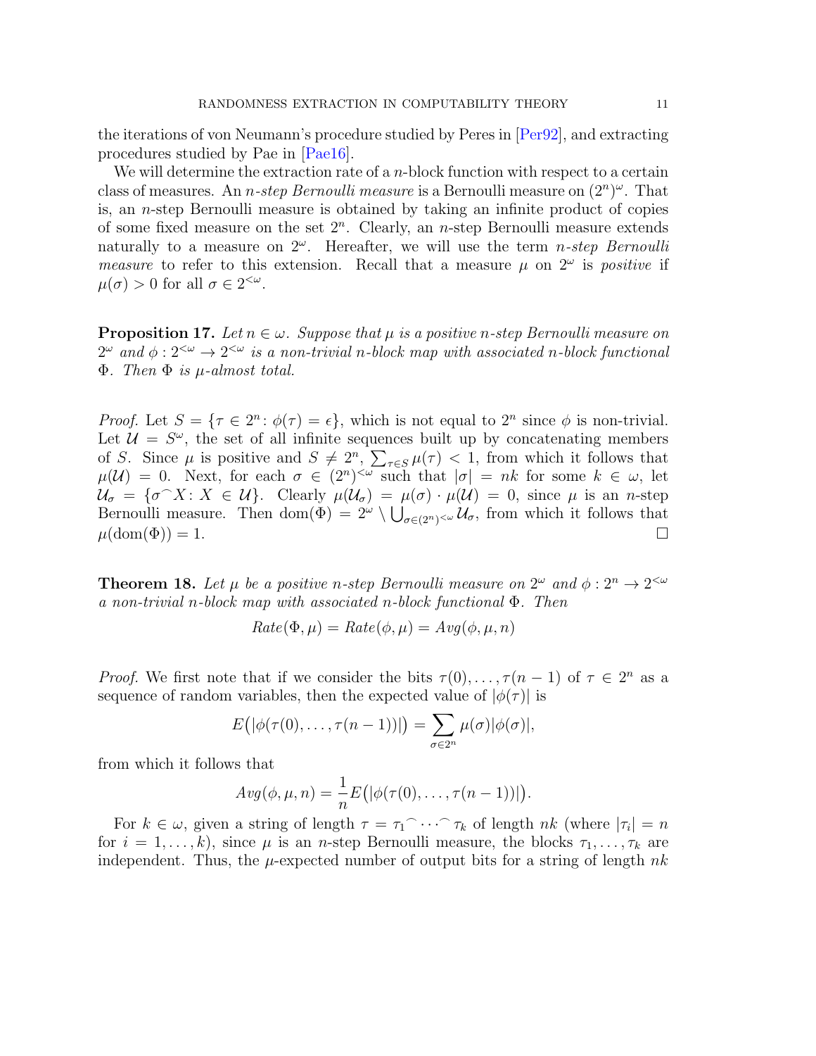the iterations of von Neumann's procedure studied by Peres in [Per92], and extracting procedures studied by Pae in [Pae16].

We will determine the extraction rate of a $n$-block function with respect to a certain class of measures. An *$n$-step Bernoulli measure* is a Bernoulli measure on $(2^n)^\omega$. That is, an $n$-step Bernoulli measure is obtained by taking an infinite product of copies of some fixed measure on the set $2^n$. Clearly, an $n$-step Bernoulli measure extends naturally to a measure on $2^\omega$. Hereafter, we will use the term *$n$-step Bernoulli measure* to refer to this extension. Recall that a measure $\mu$ on $2^\omega$ is *positive* if $\mu(\sigma) > 0$ for all $\sigma \in 2^{<\omega}$.

**Proposition 17.** *Let $n \in \omega$. Suppose that $\mu$ is a positive $n$-step Bernoulli measure on $2^\omega$ and $\phi : 2^{<\omega} \to 2^{<\omega}$ is a non-trivial $n$-block map with associated $n$-block functional $\Phi$. Then $\Phi$ is $\mu$-almost total.*

*Proof.* Let $S = \{\tau \in 2^n : \phi(\tau) = \epsilon\}$, which is not equal to $2^n$ since $\phi$ is non-trivial. Let $\mathcal{U} = S^\omega$, the set of all infinite sequences built up by concatenating members of $S$. Since $\mu$ is positive and $S \neq 2^n$, $\sum_{\tau \in S} \mu(\tau) < 1$, from which it follows that $\mu(\mathcal{U}) = 0$. Next, for each $\sigma \in (2^n)^{<\omega}$ such that $|\sigma| = nk$ for some $k \in \omega$, let $\mathcal{U}_\sigma = \{\sigma^\frown X : X \in \mathcal{U}\}$. Clearly $\mu(\mathcal{U}_\sigma) = \mu(\sigma) \cdot \mu(\mathcal{U}) = 0$, since $\mu$ is an $n$-step Bernoulli measure. Then $\mathrm{dom}(\Phi) = 2^\omega \setminus \bigcup_{\sigma \in (2^n)^{<\omega}} \mathcal{U}_\sigma$, from which it follows that $\mu(\mathrm{dom}(\Phi)) = 1$. □

**Theorem 18.** *Let $\mu$ be a positive $n$-step Bernoulli measure on $2^\omega$ and $\phi : 2^n \to 2^{<\omega}$ a non-trivial $n$-block map with associated $n$-block functional $\Phi$. Then*

$$Rate(\Phi, \mu) = Rate(\phi, \mu) = Avg(\phi, \mu, n)$$

*Proof.* We first note that if we consider the bits $\tau(0), \ldots, \tau(n-1)$ of $\tau \in 2^n$ as a sequence of random variables, then the expected value of $|\phi(\tau)|$ is

$$E\big(|\phi(\tau(0), \ldots, \tau(n-1))|\big) = \sum_{\sigma \in 2^n} \mu(\sigma)|\phi(\sigma)|,$$

from which it follows that

$$Avg(\phi, \mu, n) = \frac{1}{n} E\big(|\phi(\tau(0), \ldots, \tau(n-1))|\big).$$

For $k \in \omega$, given a string of length $\tau = \tau_1{}^\frown \cdots {}^\frown \tau_k$ of length $nk$ (where $|\tau_i| = n$ for $i = 1, \ldots, k$), since $\mu$ is an $n$-step Bernoulli measure, the blocks $\tau_1, \ldots, \tau_k$ are independent. Thus, the $\mu$-expected number of output bits for a string of length $nk$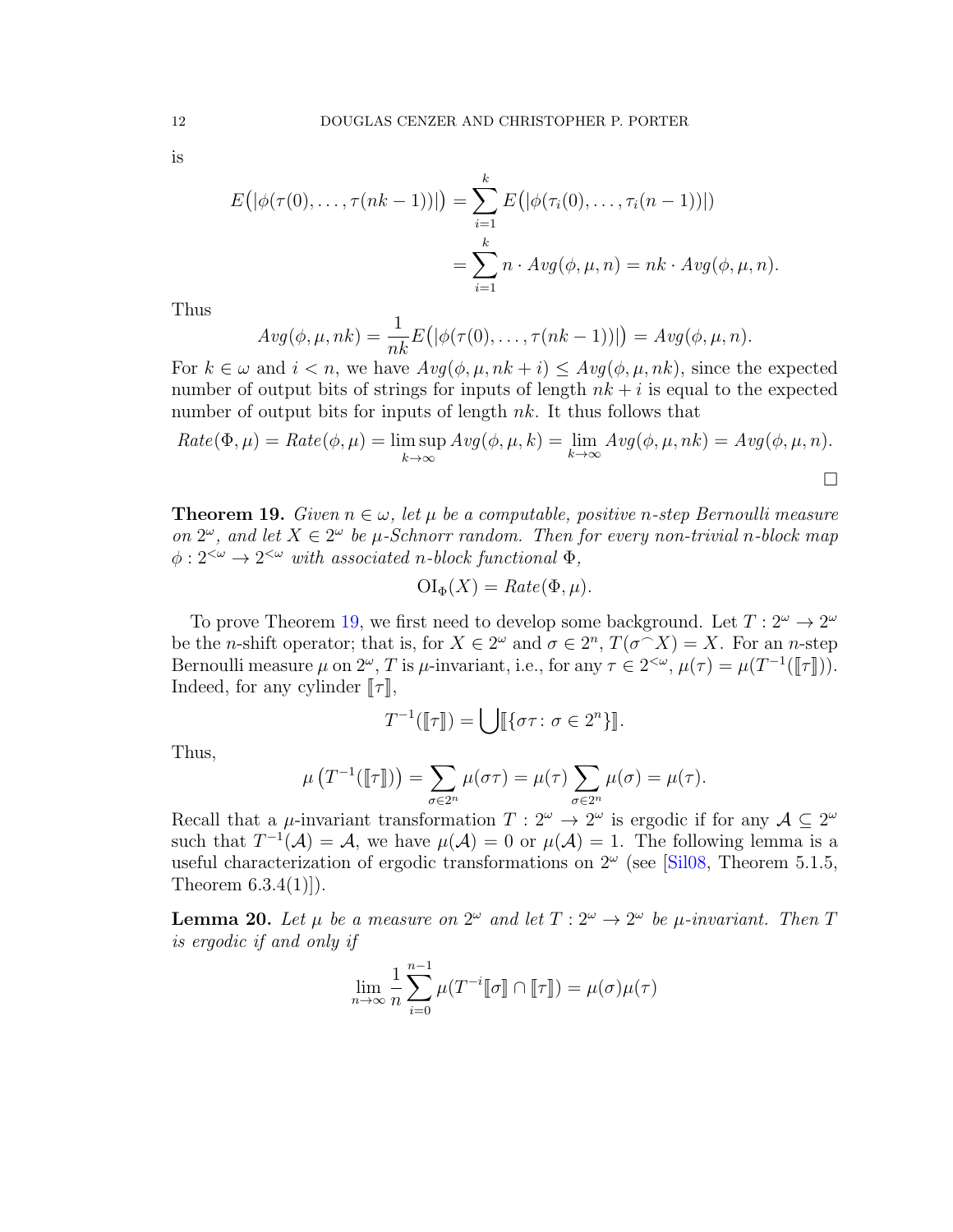is

$$E\big(|\phi(\tau(0),\dots,\tau(nk-1))|\big) = \sum_{i=1}^{k} E\big(|\phi(\tau_i(0),\dots,\tau_i(n-1))|\big)$$
$$= \sum_{i=1}^{k} n\cdot Avg(\phi,\mu,n) = nk\cdot Avg(\phi,\mu,n).$$

Thus

$$Avg(\phi,\mu,nk) = \frac{1}{nk}E\big(|\phi(\tau(0),\dots,\tau(nk-1))|\big) = Avg(\phi,\mu,n).$$

For $k \in \omega$ and $i < n$, we have $Avg(\phi,\mu,nk+i) \leq Avg(\phi,\mu,nk)$, since the expected number of output bits of strings for inputs of length $nk+i$ is equal to the expected number of output bits for inputs of length $nk$. It thus follows that

$$Rate(\Phi,\mu) = Rate(\phi,\mu) = \limsup_{k\to\infty} Avg(\phi,\mu,k) = \lim_{k\to\infty} Avg(\phi,\mu,nk) = Avg(\phi,\mu,n).$$

□

**Theorem 19.** *Given $n \in \omega$, let $\mu$ be a computable, positive $n$-step Bernoulli measure on $2^\omega$, and let $X \in 2^\omega$ be $\mu$-Schnorr random. Then for every non-trivial $n$-block map $\phi : 2^{<\omega} \to 2^{<\omega}$ with associated $n$-block functional $\Phi$,*

$$\mathrm{OI}_\Phi(X) = Rate(\Phi,\mu).$$

To prove Theorem 19, we first need to develop some background. Let $T : 2^\omega \to 2^\omega$ be the $n$-shift operator; that is, for $X \in 2^\omega$ and $\sigma \in 2^n$, $T(\sigma^\frown X) = X$. For an $n$-step Bernoulli measure $\mu$ on $2^\omega$, $T$ is $\mu$-invariant, i.e., for any $\tau \in 2^{<\omega}$, $\mu(\tau) = \mu(T^{-1}(\llbracket\tau\rrbracket))$. Indeed, for any cylinder $\llbracket\tau\rrbracket$,

$$T^{-1}(\llbracket\tau\rrbracket) = \bigcup \llbracket\{\sigma\tau : \sigma \in 2^n\}\rrbracket.$$

Thus,

$$\mu\left(T^{-1}(\llbracket\tau\rrbracket)\right) = \sum_{\sigma\in 2^n} \mu(\sigma\tau) = \mu(\tau)\sum_{\sigma\in 2^n}\mu(\sigma) = \mu(\tau).$$

Recall that a $\mu$-invariant transformation $T : 2^\omega \to 2^\omega$ is ergodic if for any $\mathcal{A} \subseteq 2^\omega$ such that $T^{-1}(\mathcal{A}) = \mathcal{A}$, we have $\mu(\mathcal{A}) = 0$ or $\mu(\mathcal{A}) = 1$. The following lemma is a useful characterization of ergodic transformations on $2^\omega$ (see [Sil08, Theorem 5.1.5, Theorem 6.3.4(1)]).

**Lemma 20.** *Let $\mu$ be a measure on $2^\omega$ and let $T : 2^\omega \to 2^\omega$ be $\mu$-invariant. Then $T$ is ergodic if and only if*

$$\lim_{n\to\infty} \frac{1}{n}\sum_{i=0}^{n-1} \mu(T^{-i}\llbracket\sigma\rrbracket \cap \llbracket\tau\rrbracket) = \mu(\sigma)\mu(\tau)$$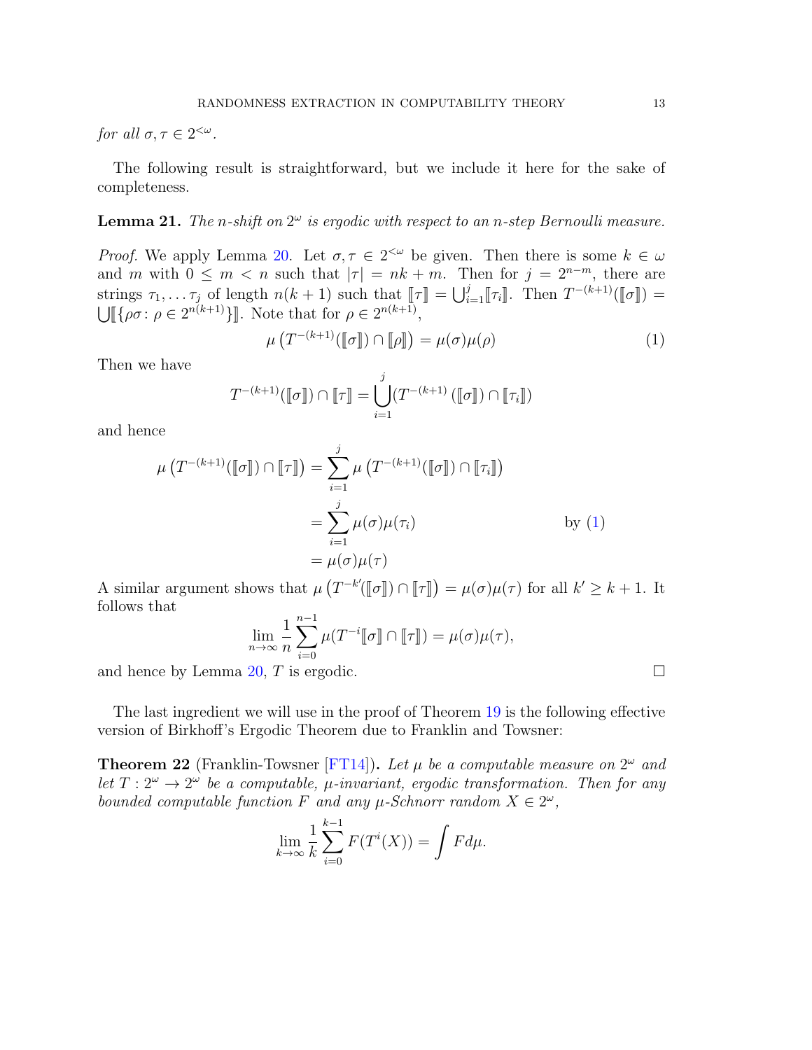*for all* $\sigma, \tau \in 2^{<\omega}$.

The following result is straightforward, but we include it here for the sake of completeness.

**Lemma 21.** *The* $n$*-shift on* $2^\omega$ *is ergodic with respect to an* $n$*-step Bernoulli measure.*

*Proof.* We apply Lemma 20. Let $\sigma, \tau \in 2^{<\omega}$ be given. Then there is some $k \in \omega$ and $m$ with $0 \leq m < n$ such that $|\tau| = nk + m$. Then for $j = 2^{n-m}$, there are strings $\tau_1, \dots \tau_j$ of length $n(k+1)$ such that $[\![\tau]\!] = \bigcup_{i=1}^{j} [\![\tau_i]\!]$. Then $T^{-(k+1)}([\![\sigma]\!]) = \bigcup [\![\{\rho\sigma \colon \rho \in 2^{n(k+1)}\}]\!]$. Note that for $\rho \in 2^{n(k+1)}$,

$$\mu\left(T^{-(k+1)}([\![\sigma]\!]) \cap [\![\rho]\!]\right) = \mu(\sigma)\mu(\rho) \tag{1}$$

Then we have

$$T^{-(k+1)}([\![\sigma]\!]) \cap [\![\tau]\!] = \bigcup_{i=1}^{j} (T^{-(k+1)}\left([\![\sigma]\!]\right) \cap [\![\tau_i]\!])$$

and hence

$$\begin{aligned}
\mu\left(T^{-(k+1)}([\![\sigma]\!]) \cap [\![\tau]\!]\right) &= \sum_{i=1}^{j} \mu\left(T^{-(k+1)}([\![\sigma]\!]) \cap [\![\tau_i]\!]\right) \\
&= \sum_{i=1}^{j} \mu(\sigma)\mu(\tau_i) \qquad \text{by (1)} \\
&= \mu(\sigma)\mu(\tau)
\end{aligned}$$

A similar argument shows that $\mu\left(T^{-k'}([\![\sigma]\!]) \cap [\![\tau]\!]\right) = \mu(\sigma)\mu(\tau)$ for all $k' \geq k+1$. It follows that

$$\lim_{n \to \infty} \frac{1}{n} \sum_{i=0}^{n-1} \mu(T^{-i}[\![\sigma]\!] \cap [\![\tau]\!]) = \mu(\sigma)\mu(\tau),$$

and hence by Lemma 20, $T$ is ergodic. $\square$

The last ingredient we will use in the proof of Theorem 19 is the following effective version of Birkhoff's Ergodic Theorem due to Franklin and Towsner:

**Theorem 22** (Franklin-Towsner [FT14])**.** *Let* $\mu$ *be a computable measure on* $2^\omega$ *and let* $T : 2^\omega \to 2^\omega$ *be a computable,* $\mu$*-invariant, ergodic transformation. Then for any bounded computable function* $F$ *and any* $\mu$*-Schnorr random* $X \in 2^\omega$,

$$\lim_{k \to \infty} \frac{1}{k} \sum_{i=0}^{k-1} F(T^i(X)) = \int F d\mu.$$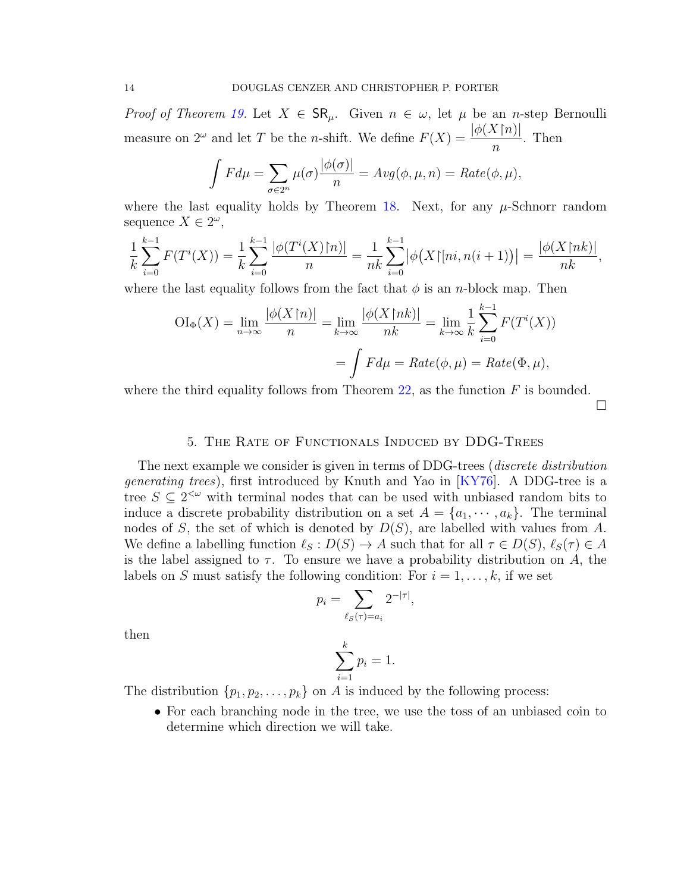*Proof of Theorem 19.* Let $X \in \mathsf{SR}_\mu$. Given $n \in \omega$, let $\mu$ be an $n$-step Bernoulli measure on $2^\omega$ and let $T$ be the $n$-shift. We define $F(X) = \dfrac{|\phi(X{\upharpoonright}n)|}{n}$. Then

$$\int F d\mu = \sum_{\sigma \in 2^n} \mu(\sigma) \frac{|\phi(\sigma)|}{n} = Avg(\phi, \mu, n) = Rate(\phi, \mu),$$

where the last equality holds by Theorem 18. Next, for any $\mu$-Schnorr random sequence $X \in 2^\omega$,

$$\frac{1}{k}\sum_{i=0}^{k-1} F(T^i(X)) = \frac{1}{k}\sum_{i=0}^{k-1} \frac{|\phi(T^i(X){\upharpoonright}n)|}{n} = \frac{1}{nk}\sum_{i=0}^{k-1} \big|\phi\big(X{\upharpoonright}[ni, n(i+1))\big)\big| = \frac{|\phi(X{\upharpoonright}nk)|}{nk},$$

where the last equality follows from the fact that $\phi$ is an $n$-block map. Then

$$\begin{aligned}
\mathrm{OI}_\Phi(X) = \lim_{n\to\infty} \frac{|\phi(X{\upharpoonright}n)|}{n} &= \lim_{k\to\infty} \frac{|\phi(X{\upharpoonright}nk)|}{nk} = \lim_{k\to\infty} \frac{1}{k}\sum_{i=0}^{k-1} F(T^i(X)) \\
&= \int F d\mu = Rate(\phi, \mu) = Rate(\Phi, \mu),
\end{aligned}$$

where the third equality follows from Theorem 22, as the function $F$ is bounded. □

## 5. The Rate of Functionals Induced by DDG-Trees

The next example we consider is given in terms of DDG-trees (*discrete distribution generating trees*), first introduced by Knuth and Yao in [KY76]. A DDG-tree is a tree $S \subseteq 2^{<\omega}$ with terminal nodes that can be used with unbiased random bits to induce a discrete probability distribution on a set $A = \{a_1, \cdots, a_k\}$. The terminal nodes of $S$, the set of which is denoted by $D(S)$, are labelled with values from $A$. We define a labelling function $\ell_S : D(S) \to A$ such that for all $\tau \in D(S)$, $\ell_S(\tau) \in A$ is the label assigned to $\tau$. To ensure we have a probability distribution on $A$, the labels on $S$ must satisfy the following condition: For $i = 1, \ldots, k$, if we set

$$p_i = \sum_{\ell_S(\tau) = a_i} 2^{-|\tau|},$$

then

$$\sum_{i=1}^{k} p_i = 1.$$

The distribution $\{p_1, p_2, \ldots, p_k\}$ on $A$ is induced by the following process:

- For each branching node in the tree, we use the toss of an unbiased coin to determine which direction we will take.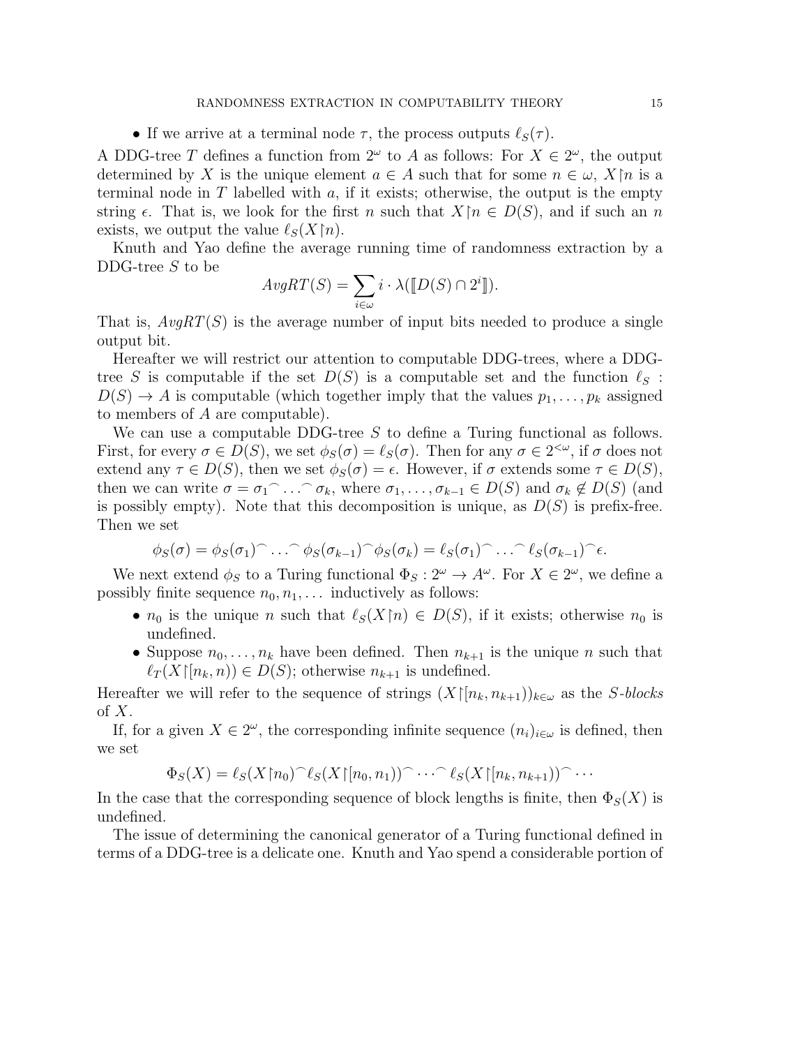- If we arrive at a terminal node $\tau$, the process outputs $\ell_S(\tau)$.

A DDG-tree $T$ defines a function from $2^\omega$ to $A$ as follows: For $X \in 2^\omega$, the output determined by $X$ is the unique element $a \in A$ such that for some $n \in \omega$, $X{\upharpoonright}n$ is a terminal node in $T$ labelled with $a$, if it exists; otherwise, the output is the empty string $\epsilon$. That is, we look for the first $n$ such that $X{\upharpoonright}n \in D(S)$, and if such an $n$ exists, we output the value $\ell_S(X{\upharpoonright}n)$.

Knuth and Yao define the average running time of randomness extraction by a DDG-tree $S$ to be

$$AvgRT(S) = \sum_{i \in \omega} i \cdot \lambda([\![D(S) \cap 2^i]\!]).$$

That is, $AvgRT(S)$ is the average number of input bits needed to produce a single output bit.

Hereafter we will restrict our attention to computable DDG-trees, where a DDG-tree $S$ is computable if the set $D(S)$ is a computable set and the function $\ell_S : D(S) \to A$ is computable (which together imply that the values $p_1, \dots, p_k$ assigned to members of $A$ are computable).

We can use a computable DDG-tree $S$ to define a Turing functional as follows. First, for every $\sigma \in D(S)$, we set $\phi_S(\sigma) = \ell_S(\sigma)$. Then for any $\sigma \in 2^{<\omega}$, if $\sigma$ does not extend any $\tau \in D(S)$, then we set $\phi_S(\sigma) = \epsilon$. However, if $\sigma$ extends some $\tau \in D(S)$, then we can write $\sigma = \sigma_1{}^\frown \dots {}^\frown \sigma_k$, where $\sigma_1, \dots, \sigma_{k-1} \in D(S)$ and $\sigma_k \notin D(S)$ (and is possibly empty). Note that this decomposition is unique, as $D(S)$ is prefix-free. Then we set

$$\phi_S(\sigma) = \phi_S(\sigma_1)^\frown \dots {}^\frown \phi_S(\sigma_{k-1})^\frown \phi_S(\sigma_k) = \ell_S(\sigma_1)^\frown \dots {}^\frown \ell_S(\sigma_{k-1})^\frown \epsilon.$$

We next extend $\phi_S$ to a Turing functional $\Phi_S : 2^\omega \to A^\omega$. For $X \in 2^\omega$, we define a possibly finite sequence $n_0, n_1, \dots$ inductively as follows:

- $n_0$ is the unique $n$ such that $\ell_S(X{\upharpoonright}n) \in D(S)$, if it exists; otherwise $n_0$ is undefined.
- Suppose $n_0, \dots, n_k$ have been defined. Then $n_{k+1}$ is the unique $n$ such that $\ell_T(X{\upharpoonright}[n_k, n)) \in D(S)$; otherwise $n_{k+1}$ is undefined.

Hereafter we will refer to the sequence of strings $(X{\upharpoonright}[n_k, n_{k+1}))_{k \in \omega}$ as the *$S$-blocks* of $X$.

If, for a given $X \in 2^\omega$, the corresponding infinite sequence $(n_i)_{i \in \omega}$ is defined, then we set

$$\Phi_S(X) = \ell_S(X{\upharpoonright}n_0)^\frown \ell_S(X{\upharpoonright}[n_0, n_1))^\frown \cdots {}^\frown \ell_S(X{\upharpoonright}[n_k, n_{k+1}))^\frown \cdots$$

In the case that the corresponding sequence of block lengths is finite, then $\Phi_S(X)$ is undefined.

The issue of determining the canonical generator of a Turing functional defined in terms of a DDG-tree is a delicate one. Knuth and Yao spend a considerable portion of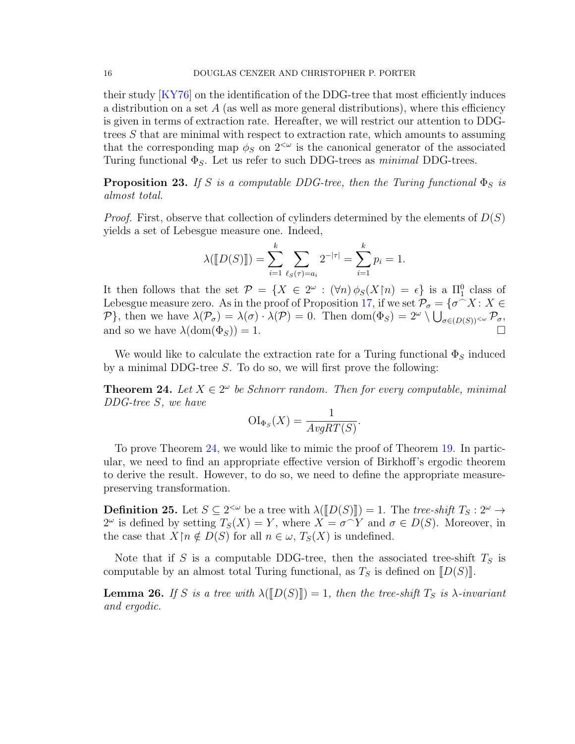their study [KY76] on the identification of the DDG-tree that most efficiently induces a distribution on a set $A$ (as well as more general distributions), where this efficiency is given in terms of extraction rate. Hereafter, we will restrict our attention to DDG-trees $S$ that are minimal with respect to extraction rate, which amounts to assuming that the corresponding map $\phi_S$ on $2^{<\omega}$ is the canonical generator of the associated Turing functional $\Phi_S$. Let us refer to such DDG-trees as *minimal* DDG-trees.

**Proposition 23.** *If $S$ is a computable DDG-tree, then the Turing functional $\Phi_S$ is almost total.*

*Proof.* First, observe that collection of cylinders determined by the elements of $D(S)$ yields a set of Lebesgue measure one. Indeed,

$$\lambda(\llbracket D(S)\rrbracket) = \sum_{i=1}^{k} \sum_{\ell_S(\tau)=a_i} 2^{-|\tau|} = \sum_{i=1}^{k} p_i = 1.$$

It then follows that the set $\mathcal{P} = \{X \in 2^\omega : (\forall n)\, \phi_S(X{\upharpoonright}n) = \epsilon\}$ is a $\Pi^0_1$ class of Lebesgue measure zero. As in the proof of Proposition 17, if we set $\mathcal{P}_\sigma = \{\sigma^\frown X : X \in \mathcal{P}\}$, then we have $\lambda(\mathcal{P}_\sigma) = \lambda(\sigma)\cdot\lambda(\mathcal{P}) = 0$. Then $\mathrm{dom}(\Phi_S) = 2^\omega \setminus \bigcup_{\sigma\in(D(S))^{<\omega}} \mathcal{P}_\sigma$, and so we have $\lambda(\mathrm{dom}(\Phi_S)) = 1$. $\square$

We would like to calculate the extraction rate for a Turing functional $\Phi_S$ induced by a minimal DDG-tree $S$. To do so, we will first prove the following:

**Theorem 24.** *Let $X \in 2^\omega$ be Schnorr random. Then for every computable, minimal DDG-tree $S$, we have*

$$\mathrm{OI}_{\Phi_S}(X) = \frac{1}{AvgRT(S)}.$$

To prove Theorem 24, we would like to mimic the proof of Theorem 19. In particular, we need to find an appropriate effective version of Birkhoff's ergodic theorem to derive the result. However, to do so, we need to define the appropriate measure-preserving transformation.

**Definition 25.** Let $S \subseteq 2^{<\omega}$ be a tree with $\lambda(\llbracket D(S)\rrbracket) = 1$. The *tree-shift* $T_S : 2^\omega \to 2^\omega$ is defined by setting $T_S(X) = Y$, where $X = \sigma^\frown Y$ and $\sigma \in D(S)$. Moreover, in the case that $X{\upharpoonright}n \notin D(S)$ for all $n \in \omega$, $T_S(X)$ is undefined.

Note that if $S$ is a computable DDG-tree, then the associated tree-shift $T_S$ is computable by an almost total Turing functional, as $T_S$ is defined on $\llbracket D(S)\rrbracket$.

**Lemma 26.** *If $S$ is a tree with $\lambda(\llbracket D(S)\rrbracket) = 1$, then the tree-shift $T_S$ is $\lambda$-invariant and ergodic.*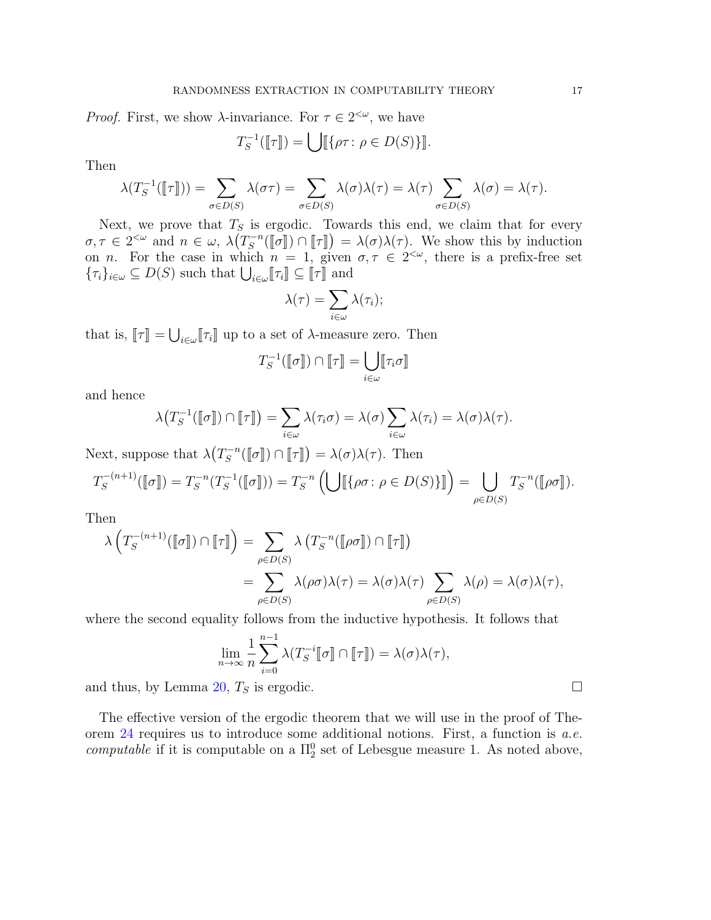*Proof.* First, we show $\lambda$-invariance. For $\tau \in 2^{<\omega}$, we have

$$T_S^{-1}(\llbracket \tau \rrbracket) = \bigcup \llbracket \{\rho\tau \colon \rho \in D(S)\} \rrbracket.$$

Then

$$\lambda(T_S^{-1}(\llbracket \tau \rrbracket)) = \sum_{\sigma \in D(S)} \lambda(\sigma\tau) = \sum_{\sigma \in D(S)} \lambda(\sigma)\lambda(\tau) = \lambda(\tau) \sum_{\sigma \in D(S)} \lambda(\sigma) = \lambda(\tau).$$

Next, we prove that $T_S$ is ergodic. Towards this end, we claim that for every $\sigma, \tau \in 2^{<\omega}$ and $n \in \omega$, $\lambda\big(T_S^{-n}(\llbracket \sigma \rrbracket) \cap \llbracket \tau \rrbracket\big) = \lambda(\sigma)\lambda(\tau)$. We show this by induction on $n$. For the case in which $n = 1$, given $\sigma, \tau \in 2^{<\omega}$, there is a prefix-free set $\{\tau_i\}_{i \in \omega} \subseteq D(S)$ such that $\bigcup_{i \in \omega} \llbracket \tau_i \rrbracket \subseteq \llbracket \tau \rrbracket$ and

$$\lambda(\tau) = \sum_{i \in \omega} \lambda(\tau_i);$$

that is, $\llbracket \tau \rrbracket = \bigcup_{i \in \omega} \llbracket \tau_i \rrbracket$ up to a set of $\lambda$-measure zero. Then

$$T_S^{-1}(\llbracket \sigma \rrbracket) \cap \llbracket \tau \rrbracket = \bigcup_{i \in \omega} \llbracket \tau_i \sigma \rrbracket$$

and hence

$$\lambda\big(T_S^{-1}(\llbracket \sigma \rrbracket) \cap \llbracket \tau \rrbracket\big) = \sum_{i \in \omega} \lambda(\tau_i\sigma) = \lambda(\sigma) \sum_{i \in \omega} \lambda(\tau_i) = \lambda(\sigma)\lambda(\tau).$$

Next, suppose that $\lambda\big(T_S^{-n}(\llbracket \sigma \rrbracket) \cap \llbracket \tau \rrbracket\big) = \lambda(\sigma)\lambda(\tau)$. Then

$$T_S^{-(n+1)}(\llbracket \sigma \rrbracket) = T_S^{-n}(T_S^{-1}(\llbracket \sigma \rrbracket)) = T_S^{-n}\left(\bigcup \llbracket \{\rho\sigma \colon \rho \in D(S)\} \rrbracket\right) = \bigcup_{\rho \in D(S)} T_S^{-n}(\llbracket \rho\sigma \rrbracket).$$

Then

$$\begin{aligned}
\lambda\left(T_S^{-(n+1)}(\llbracket \sigma \rrbracket) \cap \llbracket \tau \rrbracket\right) &= \sum_{\rho \in D(S)} \lambda\left(T_S^{-n}(\llbracket \rho\sigma \rrbracket) \cap \llbracket \tau \rrbracket\right) \\
&= \sum_{\rho \in D(S)} \lambda(\rho\sigma)\lambda(\tau) = \lambda(\sigma)\lambda(\tau) \sum_{\rho \in D(S)} \lambda(\rho) = \lambda(\sigma)\lambda(\tau),
\end{aligned}$$

where the second equality follows from the inductive hypothesis. It follows that

$$\lim_{n \to \infty} \frac{1}{n} \sum_{i=0}^{n-1} \lambda(T_S^{-i} \llbracket \sigma \rrbracket \cap \llbracket \tau \rrbracket) = \lambda(\sigma)\lambda(\tau),$$

and thus, by Lemma 20, $T_S$ is ergodic. $\square$

The effective version of the ergodic theorem that we will use in the proof of Theorem 24 requires us to introduce some additional notions. First, a function is *a.e. computable* if it is computable on a $\Pi^0_2$ set of Lebesgue measure 1. As noted above,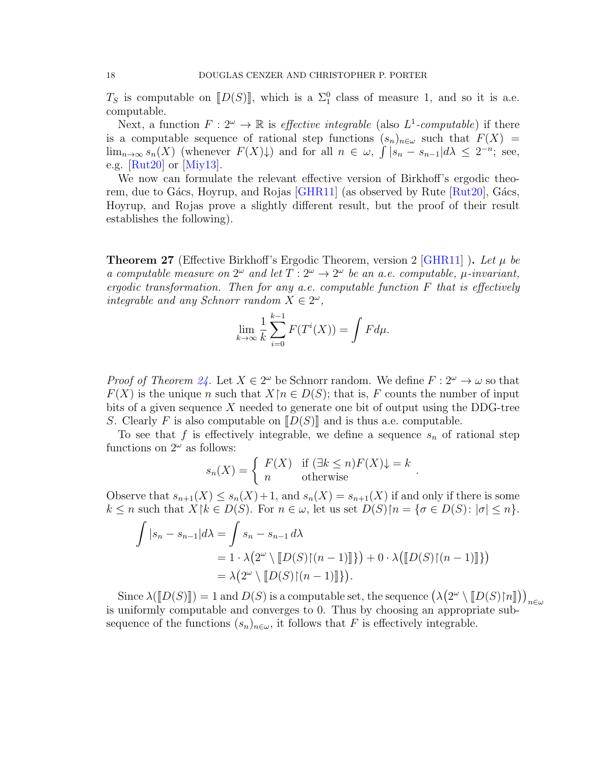$T_S$ is computable on $[\![D(S)]\!]$, which is a $\Sigma^0_1$ class of measure 1, and so it is a.e. computable.

Next, a function $F : 2^\omega \to \mathbb{R}$ is *effective integrable* (also $L^1$-*computable*) if there is a computable sequence of rational step functions $(s_n)_{n\in\omega}$ such that $F(X) = \lim_{n\to\infty} s_n(X)$ (whenever $F(X)\!\downarrow$) and for all $n \in \omega$, $\int |s_n - s_{n-1}| d\lambda \le 2^{-n}$; see, e.g. [Rut20] or [Miy13].

We now can formulate the relevant effective version of Birkhoff's ergodic theorem, due to Gács, Hoyrup, and Rojas [GHR11] (as observed by Rute [Rut20], Gács, Hoyrup, and Rojas prove a slightly different result, but the proof of their result establishes the following).

**Theorem 27** (Effective Birkhoff's Ergodic Theorem, version 2 [GHR11] )**.** *Let $\mu$ be a computable measure on $2^\omega$ and let $T : 2^\omega \to 2^\omega$ be an a.e. computable, $\mu$-invariant, ergodic transformation. Then for any a.e. computable function $F$ that is effectively integrable and any Schnorr random $X \in 2^\omega$,*

$$\lim_{k\to\infty} \frac{1}{k} \sum_{i=0}^{k-1} F(T^i(X)) = \int F d\mu.$$

*Proof of Theorem 24.* Let $X \in 2^\omega$ be Schnorr random. We define $F : 2^\omega \to \omega$ so that $F(X)$ is the unique $n$ such that $X{\restriction}n \in D(S)$; that is, $F$ counts the number of input bits of a given sequence $X$ needed to generate one bit of output using the DDG-tree $S$. Clearly $F$ is also computable on $[\![D(S)]\!]$ and is thus a.e. computable.

To see that $f$ is effectively integrable, we define a sequence $s_n$ of rational step functions on $2^\omega$ as follows:

$$s_n(X) = \begin{cases} F(X) & \text{if } (\exists k \le n) F(X)\!\downarrow = k \\ n & \text{otherwise} \end{cases}.$$

Observe that $s_{n+1}(X) \le s_n(X) + 1$, and $s_n(X) = s_{n+1}(X)$ if and only if there is some $k \le n$ such that $X{\restriction}k \in D(S)$. For $n \in \omega$, let us set $D(S){\restriction}n = \{\sigma \in D(S) \colon |\sigma| \le n\}$.

$$\begin{aligned}
\int |s_n - s_{n-1}| d\lambda &= \int s_n - s_{n-1}\, d\lambda \\
&= 1 \cdot \lambda\big(2^\omega \setminus [\![D(S){\restriction}(n-1)]\!]\}\big) + 0 \cdot \lambda\big([\![D(S){\restriction}(n-1)]\!]\}\big) \\
&= \lambda\big(2^\omega \setminus [\![D(S){\restriction}(n-1)]\!]\}\big).
\end{aligned}$$

Since $\lambda([\![D(S)]\!]) = 1$ and $D(S)$ is a computable set, the sequence $\big(\lambda\big(2^\omega \setminus [\![D(S){\restriction}n]\!]\big)\big)_{n\in\omega}$ is uniformly computable and converges to 0. Thus by choosing an appropriate subsequence of the functions $(s_n)_{n\in\omega}$, it follows that $F$ is effectively integrable.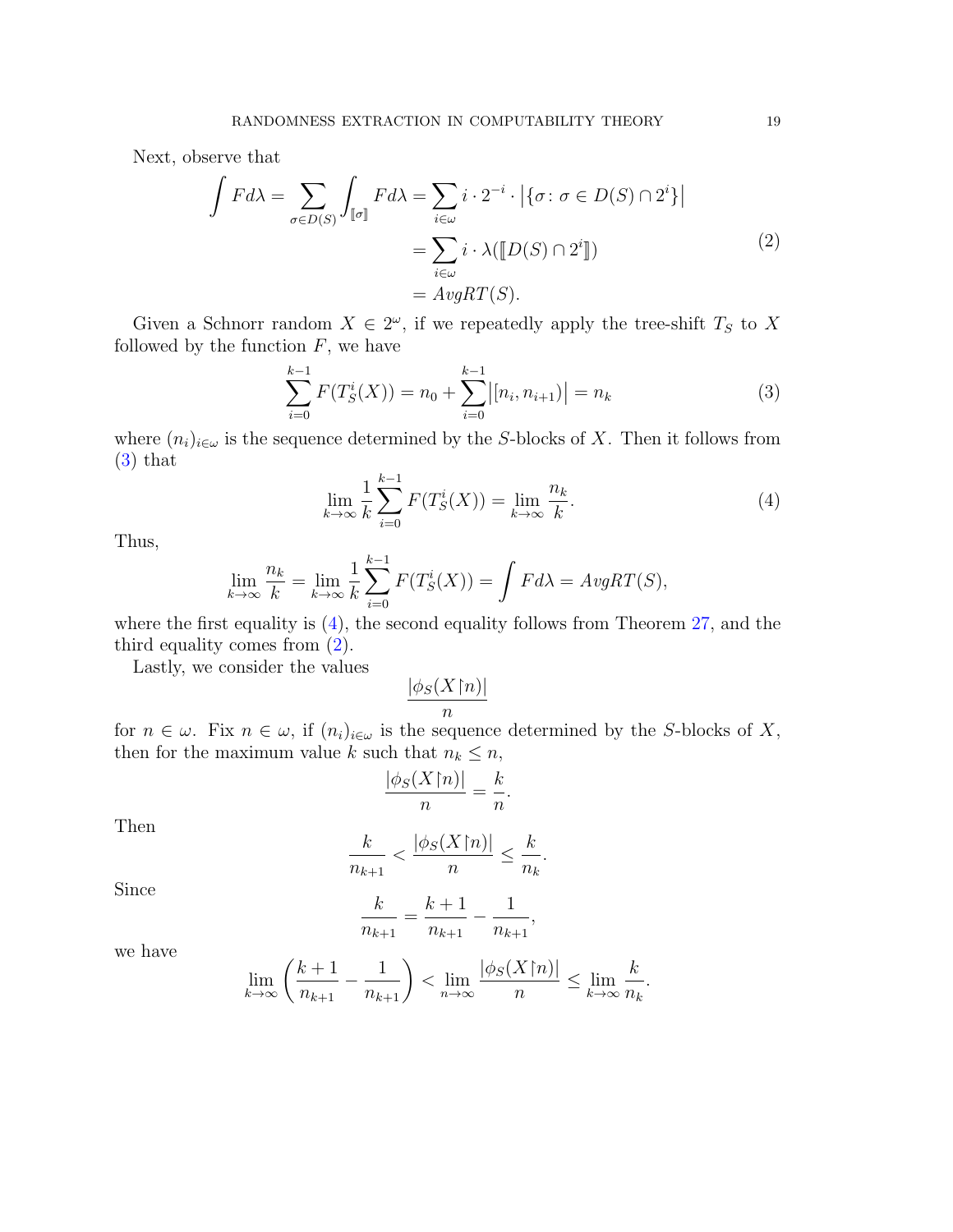Next, observe that

$$
\begin{aligned}
\int F d\lambda = \sum_{\sigma \in D(S)} \int_{[\![\sigma]\!]} F d\lambda &= \sum_{i \in \omega} i \cdot 2^{-i} \cdot \left|\{\sigma \colon \sigma \in D(S) \cap 2^i\}\right| \\
&= \sum_{i \in \omega} i \cdot \lambda([\![D(S) \cap 2^i]\!]) \\
&= AvgRT(S).
\end{aligned}
\tag{2}
$$

Given a Schnorr random $X \in 2^\omega$, if we repeatedly apply the tree-shift $T_S$ to $X$ followed by the function $F$, we have

$$
\sum_{i=0}^{k-1} F(T_S^i(X)) = n_0 + \sum_{i=0}^{k-1} \left|[n_i, n_{i+1})\right| = n_k \tag{3}
$$

where $(n_i)_{i \in \omega}$ is the sequence determined by the $S$-blocks of $X$. Then it follows from (3) that

$$
\lim_{k \to \infty} \frac{1}{k} \sum_{i=0}^{k-1} F(T_S^i(X)) = \lim_{k \to \infty} \frac{n_k}{k}. \tag{4}
$$

Thus,

$$
\lim_{k \to \infty} \frac{n_k}{k} = \lim_{k \to \infty} \frac{1}{k} \sum_{i=0}^{k-1} F(T_S^i(X)) = \int F d\lambda = AvgRT(S),
$$

where the first equality is (4), the second equality follows from Theorem 27, and the third equality comes from (2).

Lastly, we consider the values

$$
\frac{|\phi_S(X{\upharpoonright}n)|}{n}
$$

for $n \in \omega$. Fix $n \in \omega$, if $(n_i)_{i \in \omega}$ is the sequence determined by the $S$-blocks of $X$, then for the maximum value $k$ such that $n_k \leq n$,

$$
\frac{|\phi_S(X{\upharpoonright}n)|}{n} = \frac{k}{n}.
$$

Then

$$
\frac{k}{n_{k+1}} < \frac{|\phi_S(X{\upharpoonright}n)|}{n} \leq \frac{k}{n_k}.
$$

Since

$$
\frac{k}{n_{k+1}} = \frac{k+1}{n_{k+1}} - \frac{1}{n_{k+1}},
$$

we have

$$
\lim_{k \to \infty} \left( \frac{k+1}{n_{k+1}} - \frac{1}{n_{k+1}} \right) < \lim_{n \to \infty} \frac{|\phi_S(X{\upharpoonright}n)|}{n} \leq \lim_{k \to \infty} \frac{k}{n_k}.
$$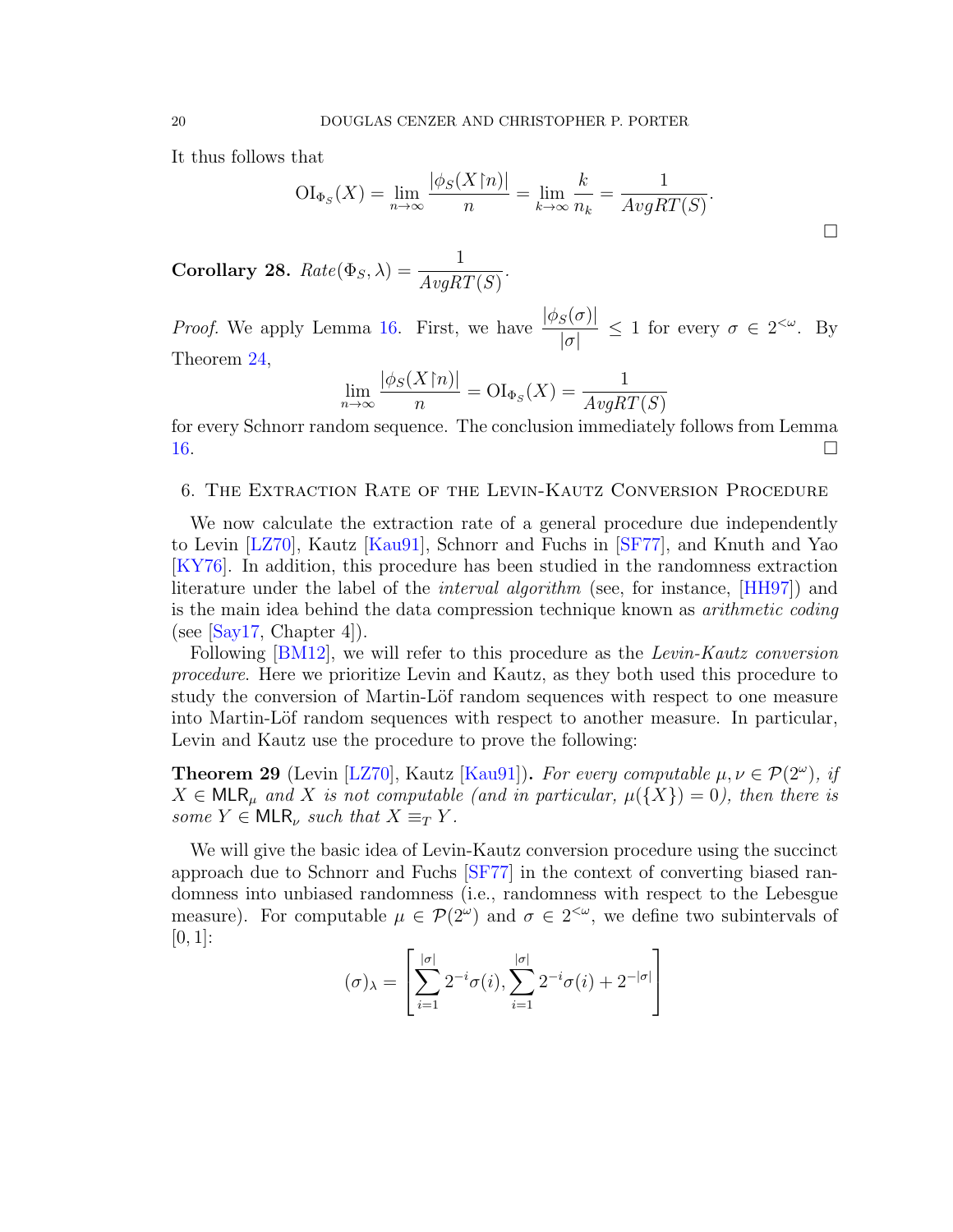It thus follows that

$$\mathrm{OI}_{\Phi_S}(X) = \lim_{n\to\infty} \frac{|\phi_S(X{\upharpoonright}n)|}{n} = \lim_{k\to\infty} \frac{k}{n_k} = \frac{1}{AvgRT(S)}.$$

□

**Corollary 28.** $Rate(\Phi_S, \lambda) = \dfrac{1}{AvgRT(S)}$.

*Proof.* We apply Lemma 16. First, we have $\dfrac{|\phi_S(\sigma)|}{|\sigma|} \leq 1$ for every $\sigma \in 2^{<\omega}$. By Theorem 24,

$$\lim_{n\to\infty} \frac{|\phi_S(X{\upharpoonright}n)|}{n} = \mathrm{OI}_{\Phi_S}(X) = \frac{1}{AvgRT(S)}$$

for every Schnorr random sequence. The conclusion immediately follows from Lemma 16. □

## 6. The Extraction Rate of the Levin-Kautz Conversion Procedure

We now calculate the extraction rate of a general procedure due independently to Levin [LZ70], Kautz [Kau91], Schnorr and Fuchs in [SF77], and Knuth and Yao [KY76]. In addition, this procedure has been studied in the randomness extraction literature under the label of the *interval algorithm* (see, for instance, [HH97]) and is the main idea behind the data compression technique known as *arithmetic coding* (see [Say17, Chapter 4]).

Following [BM12], we will refer to this procedure as the *Levin-Kautz conversion procedure*. Here we prioritize Levin and Kautz, as they both used this procedure to study the conversion of Martin-Löf random sequences with respect to one measure into Martin-Löf random sequences with respect to another measure. In particular, Levin and Kautz use the procedure to prove the following:

**Theorem 29** (Levin [LZ70], Kautz [Kau91])**.** *For every computable $\mu, \nu \in \mathcal{P}(2^\omega)$, if $X \in \mathsf{MLR}_\mu$ and $X$ is not computable (and in particular, $\mu(\{X\}) = 0$), then there is some $Y \in \mathsf{MLR}_\nu$ such that $X \equiv_T Y$.*

We will give the basic idea of Levin-Kautz conversion procedure using the succinct approach due to Schnorr and Fuchs [SF77] in the context of converting biased randomness into unbiased randomness (i.e., randomness with respect to the Lebesgue measure). For computable $\mu \in \mathcal{P}(2^\omega)$ and $\sigma \in 2^{<\omega}$, we define two subintervals of $[0,1]$:

$$(\sigma)_\lambda = \left[\sum_{i=1}^{|\sigma|} 2^{-i}\sigma(i), \sum_{i=1}^{|\sigma|} 2^{-i}\sigma(i) + 2^{-|\sigma|}\right]$$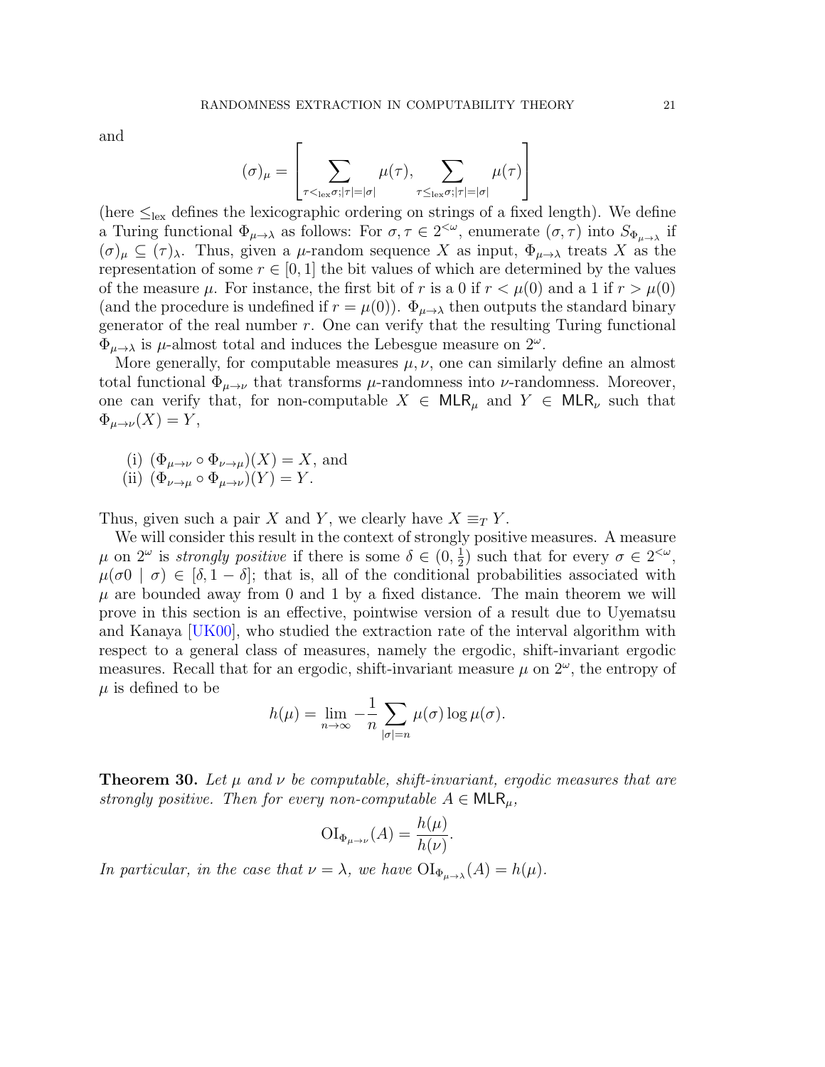and

$$(\sigma)_\mu = \left[ \sum_{\tau <_{\text{lex}} \sigma; |\tau|=|\sigma|} \mu(\tau), \sum_{\tau \leq_{\text{lex}} \sigma; |\tau|=|\sigma|} \mu(\tau) \right]$$

(here $\leq_{\text{lex}}$ defines the lexicographic ordering on strings of a fixed length). We define a Turing functional $\Phi_{\mu\to\lambda}$ as follows: For $\sigma, \tau \in 2^{<\omega}$, enumerate $(\sigma, \tau)$ into $S_{\Phi_{\mu\to\lambda}}$ if $(\sigma)_\mu \subseteq (\tau)_\lambda$. Thus, given a $\mu$-random sequence $X$ as input, $\Phi_{\mu\to\lambda}$ treats $X$ as the representation of some $r \in [0,1]$ the bit values of which are determined by the values of the measure $\mu$. For instance, the first bit of $r$ is a 0 if $r < \mu(0)$ and a 1 if $r > \mu(0)$ (and the procedure is undefined if $r = \mu(0)$). $\Phi_{\mu\to\lambda}$ then outputs the standard binary generator of the real number $r$. One can verify that the resulting Turing functional $\Phi_{\mu\to\lambda}$ is $\mu$-almost total and induces the Lebesgue measure on $2^\omega$.

More generally, for computable measures $\mu, \nu$, one can similarly define an almost total functional $\Phi_{\mu\to\nu}$ that transforms $\mu$-randomness into $\nu$-randomness. Moreover, one can verify that, for non-computable $X \in \mathsf{MLR}_\mu$ and $Y \in \mathsf{MLR}_\nu$ such that $\Phi_{\mu\to\nu}(X) = Y$,

(i) $(\Phi_{\mu\to\nu} \circ \Phi_{\nu\to\mu})(X) = X$, and
(ii) $(\Phi_{\nu\to\mu} \circ \Phi_{\mu\to\nu})(Y) = Y$.

Thus, given such a pair $X$ and $Y$, we clearly have $X \equiv_T Y$.

We will consider this result in the context of strongly positive measures. A measure $\mu$ on $2^\omega$ is *strongly positive* if there is some $\delta \in (0, \frac{1}{2})$ such that for every $\sigma \in 2^{<\omega}$, $\mu(\sigma 0 \mid \sigma) \in [\delta, 1-\delta]$; that is, all of the conditional probabilities associated with $\mu$ are bounded away from 0 and 1 by a fixed distance. The main theorem we will prove in this section is an effective, pointwise version of a result due to Uyematsu and Kanaya [UK00], who studied the extraction rate of the interval algorithm with respect to a general class of measures, namely the ergodic, shift-invariant ergodic measures. Recall that for an ergodic, shift-invariant measure $\mu$ on $2^\omega$, the entropy of $\mu$ is defined to be

$$h(\mu) = \lim_{n\to\infty} -\frac{1}{n} \sum_{|\sigma|=n} \mu(\sigma) \log \mu(\sigma).$$

**Theorem 30.** *Let $\mu$ and $\nu$ be computable, shift-invariant, ergodic measures that are strongly positive. Then for every non-computable $A \in \mathsf{MLR}_\mu$,*

$$\mathrm{OI}_{\Phi_{\mu\to\nu}}(A) = \frac{h(\mu)}{h(\nu)}.$$

*In particular, in the case that $\nu = \lambda$, we have $\mathrm{OI}_{\Phi_{\mu\to\lambda}}(A) = h(\mu)$.*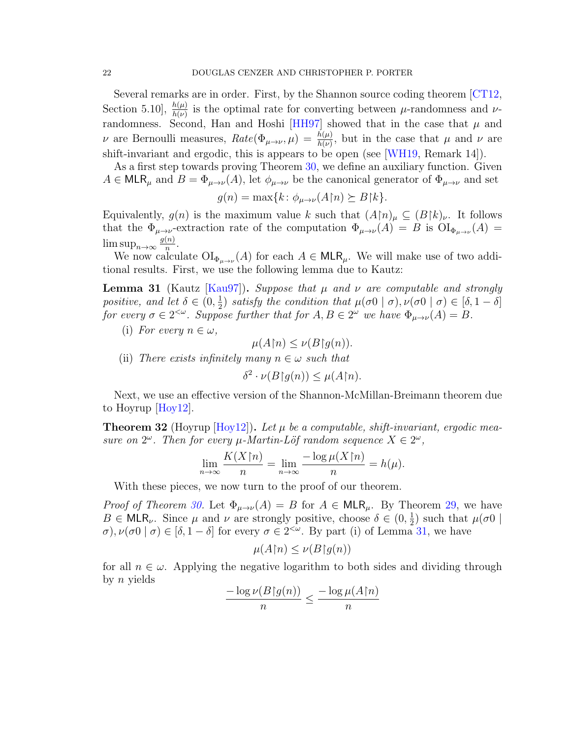Several remarks are in order. First, by the Shannon source coding theorem [CT12, Section 5.10], $\frac{h(\mu)}{h(\nu)}$ is the optimal rate for converting between $\mu$-randomness and $\nu$-randomness. Second, Han and Hoshi [HH97] showed that in the case that $\mu$ and $\nu$ are Bernoulli measures, $Rate(\Phi_{\mu\to\nu},\mu) = \frac{h(\mu)}{h(\nu)}$, but in the case that $\mu$ and $\nu$ are shift-invariant and ergodic, this is appears to be open (see [WH19, Remark 14]).

As a first step towards proving Theorem 30, we define an auxiliary function. Given $A \in \mathsf{MLR}_\mu$ and $B = \Phi_{\mu\to\nu}(A)$, let $\phi_{\mu\to\nu}$ be the canonical generator of $\Phi_{\mu\to\nu}$ and set

$$g(n) = \max\{k\colon \phi_{\mu\to\nu}(A{\upharpoonright}n) \succeq B{\upharpoonright}k\}.$$

Equivalently, $g(n)$ is the maximum value $k$ such that $(A{\upharpoonright}n)_\mu \subseteq (B{\upharpoonright}k)_\nu$. It follows that the $\Phi_{\mu\to\nu}$-extraction rate of the computation $\Phi_{\mu\to\nu}(A) = B$ is $\mathrm{OI}_{\Phi_{\mu\to\nu}}(A) = \limsup_{n\to\infty} \frac{g(n)}{n}$.

We now calculate $\mathrm{OI}_{\Phi_{\mu\to\nu}}(A)$ for each $A \in \mathsf{MLR}_\mu$. We will make use of two additional results. First, we use the following lemma due to Kautz:

**Lemma 31** (Kautz [Kau97])**.** *Suppose that $\mu$ and $\nu$ are computable and strongly positive, and let $\delta \in (0, \frac{1}{2})$ satisfy the condition that $\mu(\sigma0 \mid \sigma), \nu(\sigma0 \mid \sigma) \in [\delta, 1-\delta]$ for every $\sigma \in 2^{<\omega}$. Suppose further that for $A, B \in 2^\omega$ we have $\Phi_{\mu\to\nu}(A) = B$.*

(i) *For every $n \in \omega$,*
$$\mu(A{\upharpoonright}n) \leq \nu(B{\upharpoonright}g(n)).$$

(ii) *There exists infinitely many $n \in \omega$ such that*
$$\delta^2 \cdot \nu(B{\upharpoonright}g(n)) \leq \mu(A{\upharpoonright}n).$$

Next, we use an effective version of the Shannon-McMillan-Breimann theorem due to Hoyrup [Hoy12].

**Theorem 32** (Hoyrup [Hoy12])**.** *Let $\mu$ be a computable, shift-invariant, ergodic measure on $2^\omega$. Then for every $\mu$-Martin-Löf random sequence $X \in 2^\omega$,*

$$\lim_{n\to\infty} \frac{K(X{\upharpoonright}n)}{n} = \lim_{n\to\infty} \frac{-\log \mu(X{\upharpoonright}n)}{n} = h(\mu).$$

With these pieces, we now turn to the proof of our theorem.

*Proof of Theorem 30.* Let $\Phi_{\mu\to\nu}(A) = B$ for $A \in \mathsf{MLR}_\mu$. By Theorem 29, we have $B \in \mathsf{MLR}_\nu$. Since $\mu$ and $\nu$ are strongly positive, choose $\delta \in (0, \frac{1}{2})$ such that $\mu(\sigma0 \mid \sigma), \nu(\sigma0 \mid \sigma) \in [\delta, 1-\delta]$ for every $\sigma \in 2^{<\omega}$. By part (i) of Lemma 31, we have

$$\mu(A{\upharpoonright}n) \leq \nu(B{\upharpoonright}g(n))$$

for all $n \in \omega$. Applying the negative logarithm to both sides and dividing through by $n$ yields

$$\frac{-\log \nu(B{\upharpoonright}g(n))}{n} \leq \frac{-\log \mu(A{\upharpoonright}n)}{n}$$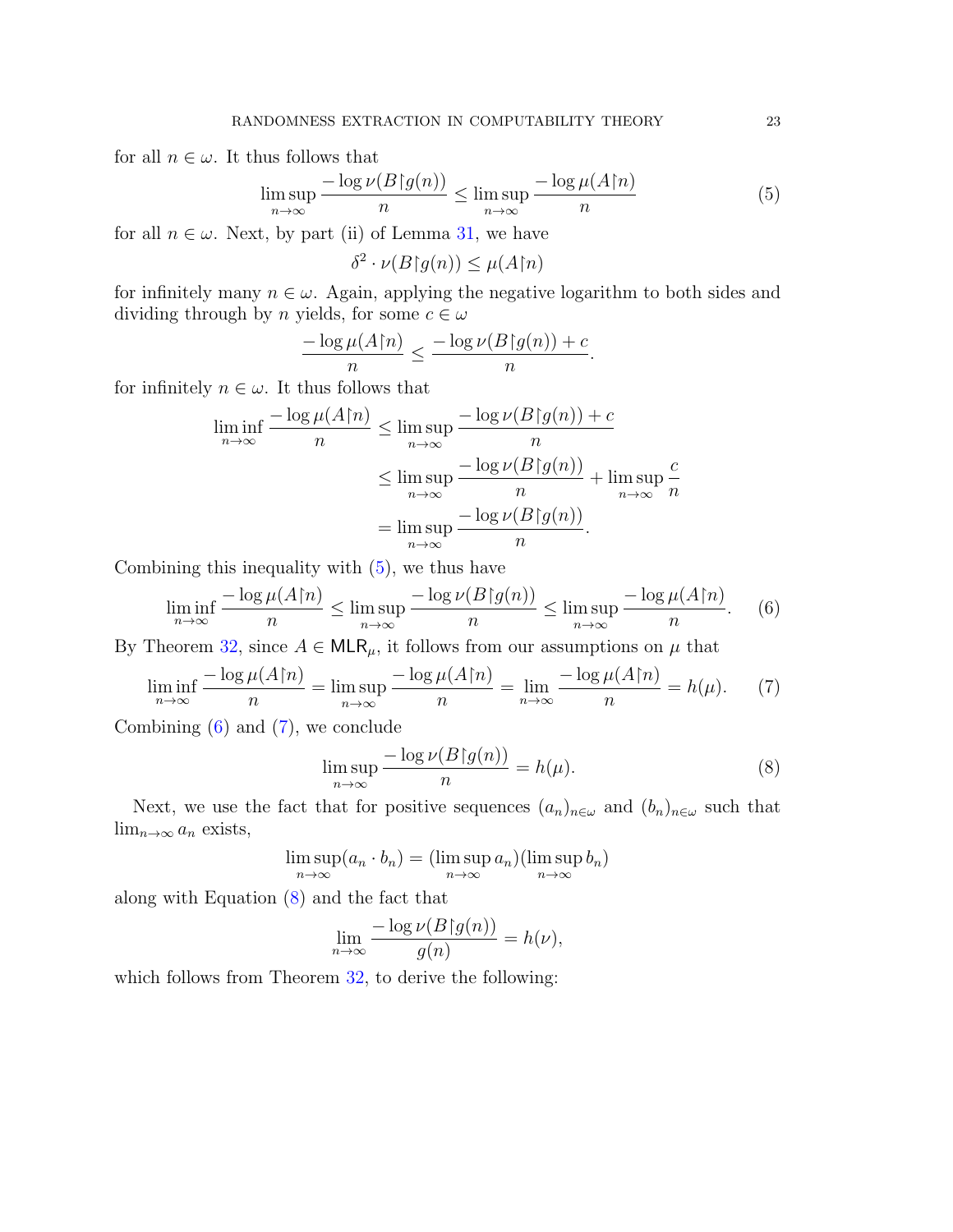for all $n \in \omega$. It thus follows that

$$\limsup_{n\to\infty} \frac{-\log \nu(B\restriction g(n))}{n} \leq \limsup_{n\to\infty} \frac{-\log \mu(A\restriction n)}{n} \tag{5}$$

for all $n \in \omega$. Next, by part (ii) of Lemma 31, we have

$$\delta^2 \cdot \nu(B\restriction g(n)) \leq \mu(A\restriction n)$$

for infinitely many $n \in \omega$. Again, applying the negative logarithm to both sides and dividing through by $n$ yields, for some $c \in \omega$

$$\frac{-\log \mu(A\restriction n)}{n} \leq \frac{-\log \nu(B\restriction g(n)) + c}{n}.$$

for infinitely $n \in \omega$. It thus follows that

$$\begin{aligned}
\liminf_{n\to\infty} \frac{-\log \mu(A\restriction n)}{n} &\leq \limsup_{n\to\infty} \frac{-\log \nu(B\restriction g(n)) + c}{n} \\
&\leq \limsup_{n\to\infty} \frac{-\log \nu(B\restriction g(n))}{n} + \limsup_{n\to\infty} \frac{c}{n} \\
&= \limsup_{n\to\infty} \frac{-\log \nu(B\restriction g(n))}{n}.
\end{aligned}$$

Combining this inequality with (5), we thus have

$$\liminf_{n\to\infty} \frac{-\log \mu(A\restriction n)}{n} \leq \limsup_{n\to\infty} \frac{-\log \nu(B\restriction g(n))}{n} \leq \limsup_{n\to\infty} \frac{-\log \mu(A\restriction n)}{n}. \tag{6}$$

By Theorem 32, since $A \in \mathsf{MLR}_\mu$, it follows from our assumptions on $\mu$ that

$$\liminf_{n\to\infty} \frac{-\log \mu(A\restriction n)}{n} = \limsup_{n\to\infty} \frac{-\log \mu(A\restriction n)}{n} = \lim_{n\to\infty} \frac{-\log \mu(A\restriction n)}{n} = h(\mu). \tag{7}$$

Combining (6) and (7), we conclude

$$\limsup_{n\to\infty} \frac{-\log \nu(B\restriction g(n))}{n} = h(\mu). \tag{8}$$

Next, we use the fact that for positive sequences $(a_n)_{n\in\omega}$ and $(b_n)_{n\in\omega}$ such that $\lim_{n\to\infty} a_n$ exists,

$$\limsup_{n\to\infty} (a_n \cdot b_n) = (\limsup_{n\to\infty} a_n)(\limsup_{n\to\infty} b_n)$$

along with Equation (8) and the fact that

$$\lim_{n\to\infty} \frac{-\log \nu(B\restriction g(n))}{g(n)} = h(\nu),$$

which follows from Theorem 32, to derive the following: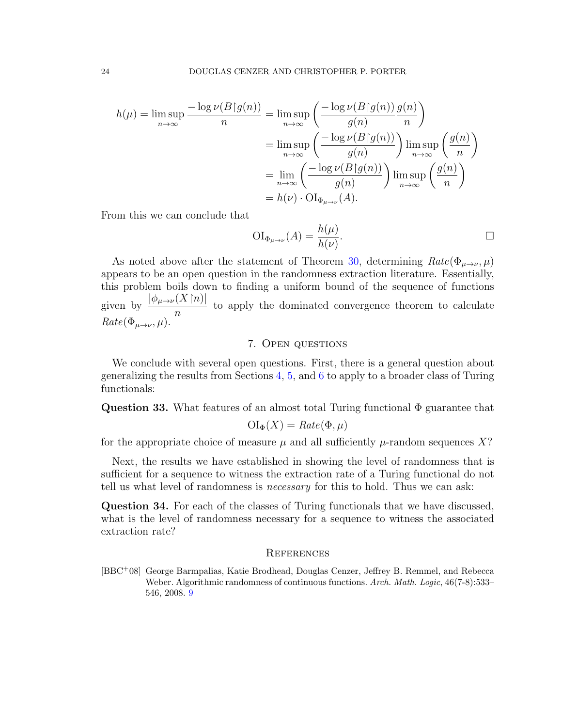$$
\begin{aligned}
h(\mu) = \limsup_{n\to\infty} \frac{-\log \nu(B{\upharpoonright}g(n))}{n} &= \limsup_{n\to\infty} \left( \frac{-\log \nu(B{\upharpoonright}g(n))}{g(n)} \frac{g(n)}{n} \right) \\
&= \limsup_{n\to\infty} \left( \frac{-\log \nu(B{\upharpoonright}g(n))}{g(n)} \right) \limsup_{n\to\infty} \left( \frac{g(n)}{n} \right) \\
&= \lim_{n\to\infty} \left( \frac{-\log \nu(B{\upharpoonright}g(n))}{g(n)} \right) \limsup_{n\to\infty} \left( \frac{g(n)}{n} \right) \\
&= h(\nu) \cdot \mathrm{OI}_{\Phi_{\mu\to\nu}}(A).
\end{aligned}
$$

From this we can conclude that

$$
\mathrm{OI}_{\Phi_{\mu\to\nu}}(A) = \frac{h(\mu)}{h(\nu)}. \qquad \square
$$

As noted above after the statement of Theorem 30, determining $Rate(\Phi_{\mu\to\nu}, \mu)$ appears to be an open question in the randomness extraction literature. Essentially, this problem boils down to finding a uniform bound of the sequence of functions given by $\dfrac{|\phi_{\mu\to\nu}(X{\upharpoonright}n)|}{n}$ to apply the dominated convergence theorem to calculate $Rate(\Phi_{\mu\to\nu}, \mu)$.

## 7. Open questions

We conclude with several open questions. First, there is a general question about generalizing the results from Sections 4, 5, and 6 to apply to a broader class of Turing functionals:

**Question 33.** What features of an almost total Turing functional $\Phi$ guarantee that

$$
\mathrm{OI}_\Phi(X) = Rate(\Phi, \mu)
$$

for the appropriate choice of measure $\mu$ and all sufficiently $\mu$-random sequences $X$?

Next, the results we have established in showing the level of randomness that is sufficient for a sequence to witness the extraction rate of a Turing functional do not tell us what level of randomness is *necessary* for this to hold. Thus we can ask:

**Question 34.** For each of the classes of Turing functionals that we have discussed, what is the level of randomness necessary for a sequence to witness the associated extraction rate?

## References

[BBC+08] George Barmpalias, Katie Brodhead, Douglas Cenzer, Jeffrey B. Remmel, and Rebecca Weber. Algorithmic randomness of continuous functions. *Arch. Math. Logic*, 46(7-8):533–546, 2008. 9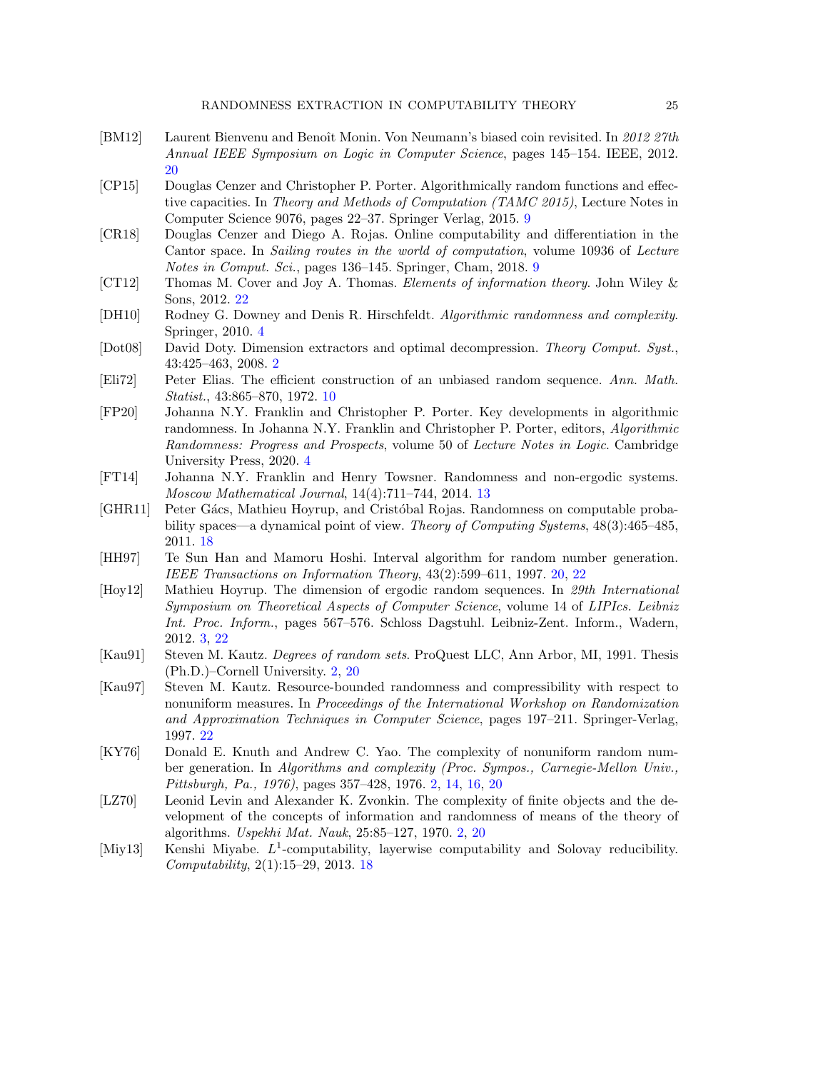[BM12] Laurent Bienvenu and Benoît Monin. Von Neumann's biased coin revisited. In *2012 27th Annual IEEE Symposium on Logic in Computer Science*, pages 145–154. IEEE, 2012. 20

[CP15] Douglas Cenzer and Christopher P. Porter. Algorithmically random functions and effective capacities. In *Theory and Methods of Computation (TAMC 2015)*, Lecture Notes in Computer Science 9076, pages 22–37. Springer Verlag, 2015. 9

[CR18] Douglas Cenzer and Diego A. Rojas. Online computability and differentiation in the Cantor space. In *Sailing routes in the world of computation*, volume 10936 of *Lecture Notes in Comput. Sci.*, pages 136–145. Springer, Cham, 2018. 9

[CT12] Thomas M. Cover and Joy A. Thomas. *Elements of information theory*. John Wiley & Sons, 2012. 22

[DH10] Rodney G. Downey and Denis R. Hirschfeldt. *Algorithmic randomness and complexity*. Springer, 2010. 4

[Dot08] David Doty. Dimension extractors and optimal decompression. *Theory Comput. Syst.*, 43:425–463, 2008. 2

[Eli72] Peter Elias. The efficient construction of an unbiased random sequence. *Ann. Math. Statist.*, 43:865–870, 1972. 10

[FP20] Johanna N.Y. Franklin and Christopher P. Porter. Key developments in algorithmic randomness. In Johanna N.Y. Franklin and Christopher P. Porter, editors, *Algorithmic Randomness: Progress and Prospects*, volume 50 of *Lecture Notes in Logic*. Cambridge University Press, 2020. 4

[FT14] Johanna N.Y. Franklin and Henry Towsner. Randomness and non-ergodic systems. *Moscow Mathematical Journal*, 14(4):711–744, 2014. 13

[GHR11] Peter Gács, Mathieu Hoyrup, and Cristóbal Rojas. Randomness on computable probability spaces—a dynamical point of view. *Theory of Computing Systems*, 48(3):465–485, 2011. 18

[HH97] Te Sun Han and Mamoru Hoshi. Interval algorithm for random number generation. *IEEE Transactions on Information Theory*, 43(2):599–611, 1997. 20, 22

[Hoy12] Mathieu Hoyrup. The dimension of ergodic random sequences. In *29th International Symposium on Theoretical Aspects of Computer Science*, volume 14 of *LIPIcs. Leibniz Int. Proc. Inform.*, pages 567–576. Schloss Dagstuhl. Leibniz-Zent. Inform., Wadern, 2012. 3, 22

[Kau91] Steven M. Kautz. *Degrees of random sets*. ProQuest LLC, Ann Arbor, MI, 1991. Thesis (Ph.D.)–Cornell University. 2, 20

[Kau97] Steven M. Kautz. Resource-bounded randomness and compressibility with respect to nonuniform measures. In *Proceedings of the International Workshop on Randomization and Approximation Techniques in Computer Science*, pages 197–211. Springer-Verlag, 1997. 22

[KY76] Donald E. Knuth and Andrew C. Yao. The complexity of nonuniform random number generation. In *Algorithms and complexity (Proc. Sympos., Carnegie-Mellon Univ., Pittsburgh, Pa., 1976)*, pages 357–428, 1976. 2, 14, 16, 20

[LZ70] Leonid Levin and Alexander K. Zvonkin. The complexity of finite objects and the development of the concepts of information and randomness of means of the theory of algorithms. *Uspekhi Mat. Nauk*, 25:85–127, 1970. 2, 20

[Miy13] Kenshi Miyabe. $L^1$-computability, layerwise computability and Solovay reducibility. *Computability*, 2(1):15–29, 2013. 18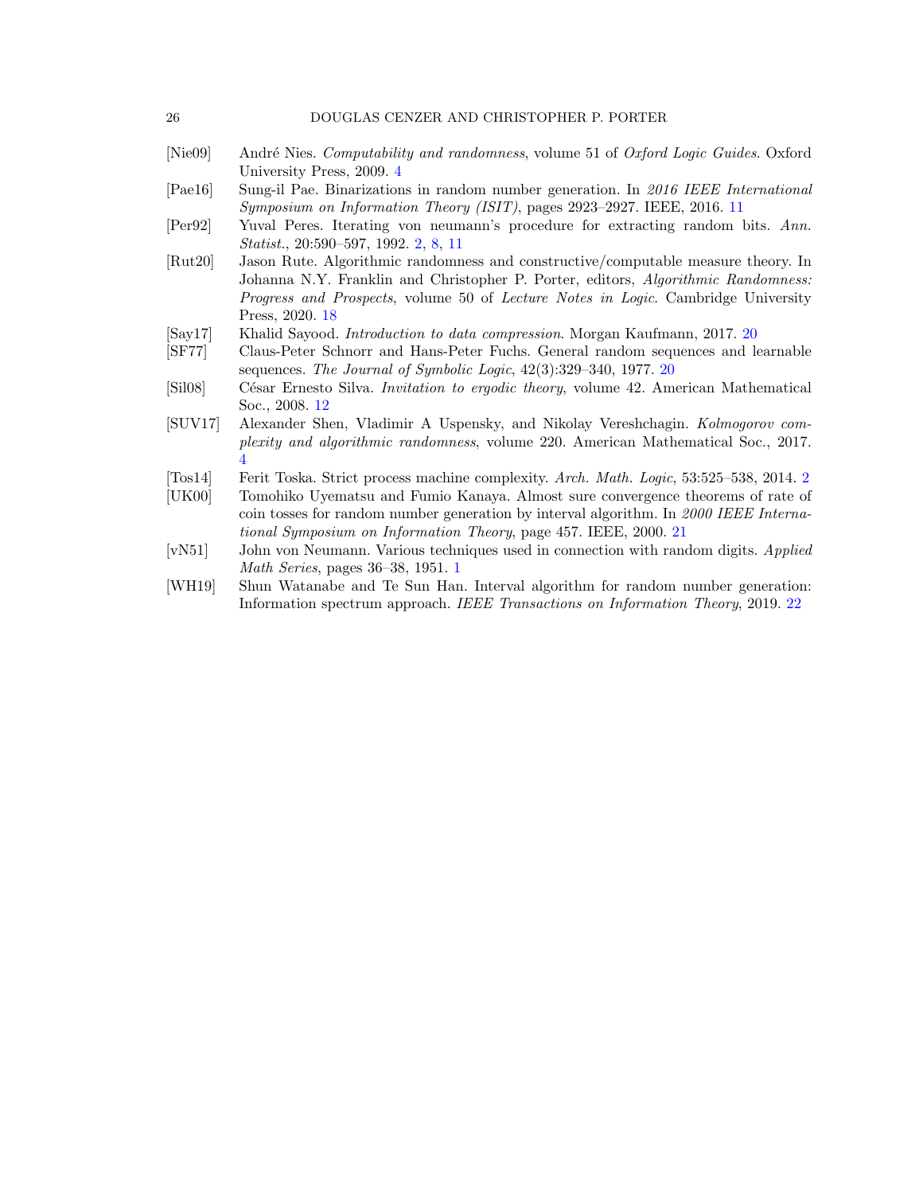[Nie09] André Nies. *Computability and randomness*, volume 51 of *Oxford Logic Guides*. Oxford University Press, 2009. 4

[Pae16] Sung-il Pae. Binarizations in random number generation. In *2016 IEEE International Symposium on Information Theory (ISIT)*, pages 2923–2927. IEEE, 2016. 11

[Per92] Yuval Peres. Iterating von neumann's procedure for extracting random bits. *Ann. Statist.*, 20:590–597, 1992. 2, 8, 11

[Rut20] Jason Rute. Algorithmic randomness and constructive/computable measure theory. In Johanna N.Y. Franklin and Christopher P. Porter, editors, *Algorithmic Randomness: Progress and Prospects*, volume 50 of *Lecture Notes in Logic*. Cambridge University Press, 2020. 18

[Say17] Khalid Sayood. *Introduction to data compression*. Morgan Kaufmann, 2017. 20

[SF77] Claus-Peter Schnorr and Hans-Peter Fuchs. General random sequences and learnable sequences. *The Journal of Symbolic Logic*, 42(3):329–340, 1977. 20

[Sil08] César Ernesto Silva. *Invitation to ergodic theory*, volume 42. American Mathematical Soc., 2008. 12

[SUV17] Alexander Shen, Vladimir A Uspensky, and Nikolay Vereshchagin. *Kolmogorov complexity and algorithmic randomness*, volume 220. American Mathematical Soc., 2017. 4

[Tos14] Ferit Toska. Strict process machine complexity. *Arch. Math. Logic*, 53:525–538, 2014. 2

[UK00] Tomohiko Uyematsu and Fumio Kanaya. Almost sure convergence theorems of rate of coin tosses for random number generation by interval algorithm. In *2000 IEEE International Symposium on Information Theory*, page 457. IEEE, 2000. 21

[vN51] John von Neumann. Various techniques used in connection with random digits. *Applied Math Series*, pages 36–38, 1951. 1

[WH19] Shun Watanabe and Te Sun Han. Interval algorithm for random number generation: Information spectrum approach. *IEEE Transactions on Information Theory*, 2019. 22